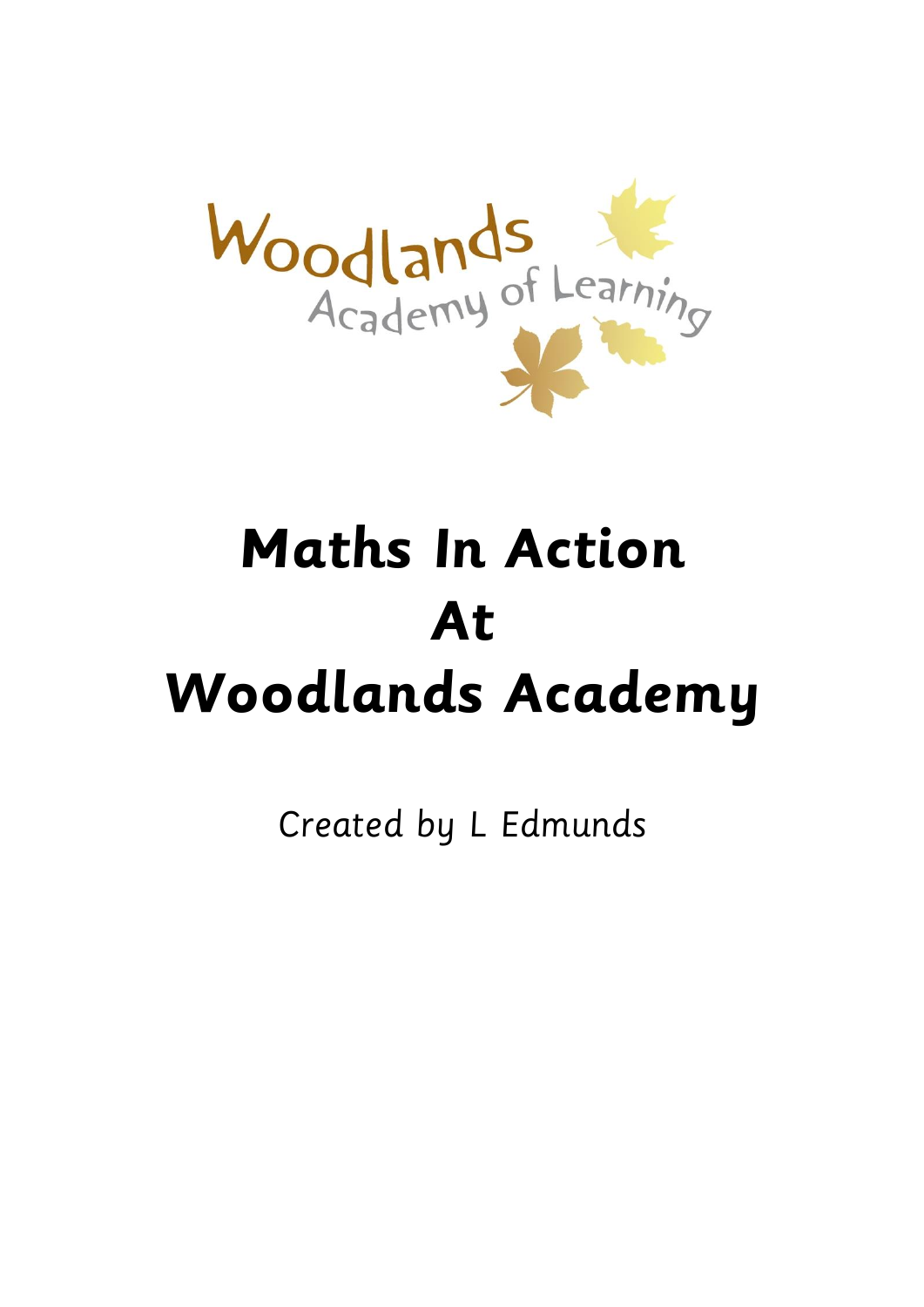Woodlands Academy of Learning

# Maths In Action At Woodlands Academy

Created by L Edmunds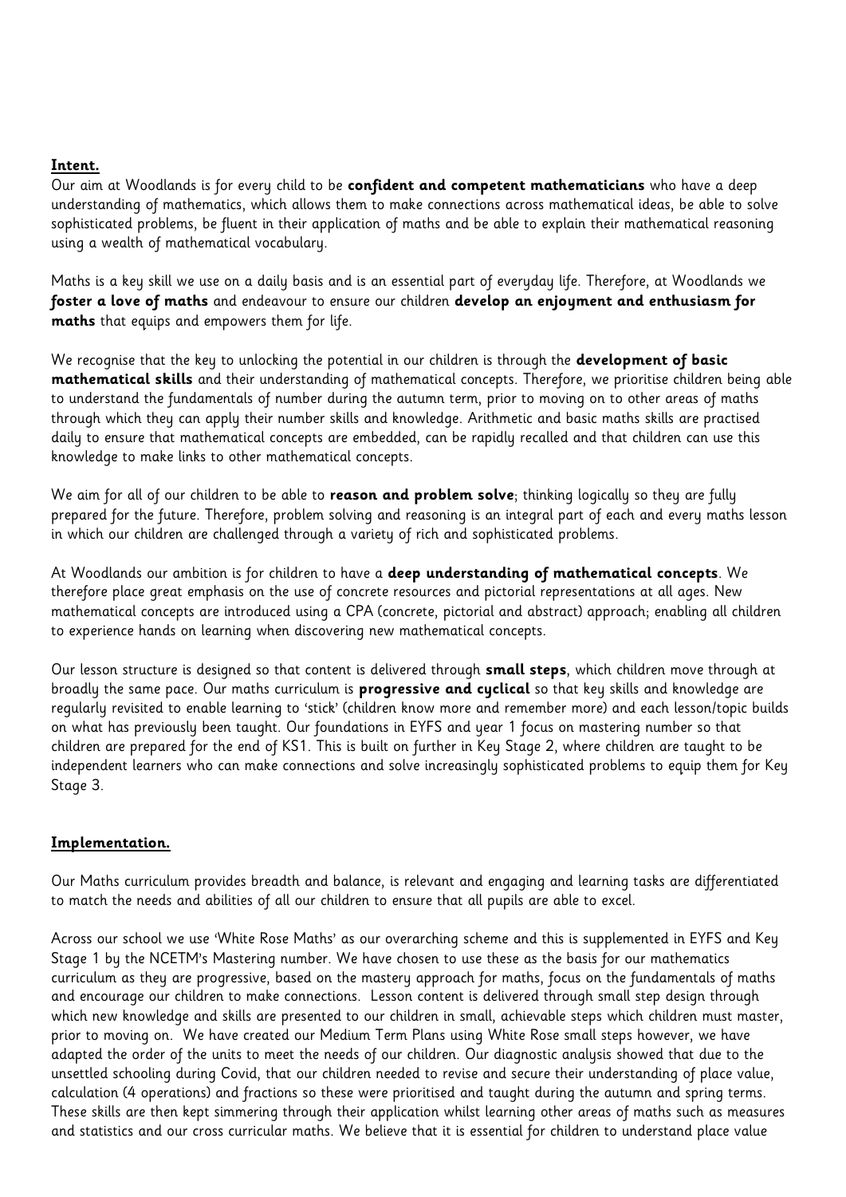**Intent.**

Our aim at Woodlands is for every child to be **confident and competent mathematicians** who have a deep understanding of mathematics, which allows them to make connections across mathematical ideas, be able to solve sophisticated problems, be fluent in their application of maths and be able to explain their mathematical reasoning using a wealth of mathematical vocabulary.

Maths is a key skill we use on a daily basis and is an essential part of everyday life. Therefore, at Woodlands we **foster a love of maths** and endeavour to ensure our children **develop an enjoyment and enthusiasm for maths** that equips and empowers them for life.

We recognise that the key to unlocking the potential in our children is through the **development of basic mathematical skills** and their understanding of mathematical concepts. Therefore, we prioritise children being able to understand the fundamentals of number during the autumn term, prior to moving on to other areas of maths through which they can apply their number skills and knowledge. Arithmetic and basic maths skills are practised daily to ensure that mathematical concepts are embedded, can be rapidly recalled and that children can use this knowledge to make links to other mathematical concepts.

We aim for all of our children to be able to **reason and problem solve**; thinking logically so they are fully prepared for the future. Therefore, problem solving and reasoning is an integral part of each and every maths lesson in which our children are challenged through a variety of rich and sophisticated problems.

At Woodlands our ambition is for children to have a **deep understanding of mathematical concepts**. We therefore place great emphasis on the use of concrete resources and pictorial representations at all ages. New mathematical concepts are introduced using a CPA (concrete, pictorial and abstract) approach; enabling all children to experience hands on learning when discovering new mathematical concepts.

Our lesson structure is designed so that content is delivered through **small steps**, which children move through at broadly the same pace. Our maths curriculum is **progressive and cyclical** so that key skills and knowledge are regularly revisited to enable learning to 'stick' (children know more and remember more) and each lesson/topic builds on what has previously been taught. Our foundations in EYFS and year 1 focus on mastering number so that children are prepared for the end of KS1. This is built on further in Key Stage 2, where children are taught to be independent learners who can make connections and solve increasingly sophisticated problems to equip them for Key Stage 3.

**Implementation.**

Our Maths curriculum provides breadth and balance, is relevant and engaging and learning tasks are differentiated to match the needs and abilities of all our children to ensure that all pupils are able to excel.

Across our school we use 'White Rose Maths' as our overarching scheme and this is supplemented in EYFS and Key Stage 1 by the NCETM's Mastering number. We have chosen to use these as the basis for our mathematics curriculum as they are progressive, based on the mastery approach for maths, focus on the fundamentals of maths and encourage our children to make connections. Lesson content is delivered through small step design through which new knowledge and skills are presented to our children in small, achievable steps which children must master, prior to moving on. We have created our Medium Term Plans using White Rose small steps however, we have adapted the order of the units to meet the needs of our children. Our diagnostic analysis showed that due to the unsettled schooling during Covid, that our children needed to revise and secure their understanding of place value, calculation (4 operations) and fractions so these were prioritised and taught during the autumn and spring terms. These skills are then kept simmering through their application whilst learning other areas of maths such as measures and statistics and our cross curricular maths. We believe that it is essential for children to understand place value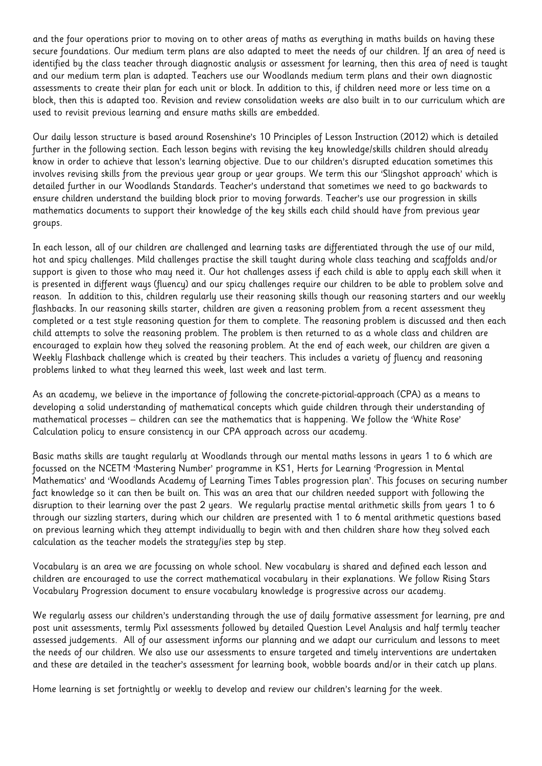and the four operations prior to moving on to other areas of maths as everything in maths builds on having these secure foundations. Our medium term plans are also adapted to meet the needs of our children. If an area of need is identified by the class teacher through diagnostic analysis or assessment for learning, then this area of need is taught and our medium term plan is adapted. Teachers use our Woodlands medium term plans and their own diagnostic assessments to create their plan for each unit or block. In addition to this, if children need more or less time on a block, then this is adapted too. Revision and review consolidation weeks are also built in to our curriculum which are used to revisit previous learning and ensure maths skills are embedded.

Our daily lesson structure is based around Rosenshine's 10 Principles of Lesson Instruction (2012) which is detailed further in the following section. Each lesson begins with revising the key knowledge/skills children should already know in order to achieve that lesson's learning objective. Due to our children's disrupted education sometimes this involves revising skills from the previous year group or year groups. We term this our 'Slingshot approach' which is detailed further in our Woodlands Standards. Teacher's understand that sometimes we need to go backwards to ensure children understand the building block prior to moving forwards. Teacher's use our progression in skills mathematics documents to support their knowledge of the key skills each child should have from previous year groups.

In each lesson, all of our children are challenged and learning tasks are differentiated through the use of our mild, hot and spicy challenges. Mild challenges practise the skill taught during whole class teaching and scaffolds and/or support is given to those who may need it. Our hot challenges assess if each child is able to apply each skill when it is presented in different ways (fluency) and our spicy challenges require our children to be able to problem solve and reason. In addition to this, children regularly use their reasoning skills though our reasoning starters and our weekly flashbacks. In our reasoning skills starter, children are given a reasoning problem from a recent assessment they completed or a test style reasoning question for them to complete. The reasoning problem is discussed and then each child attempts to solve the reasoning problem. The problem is then returned to as a whole class and children are encouraged to explain how they solved the reasoning problem. At the end of each week, our children are given a Weekly Flashback challenge which is created by their teachers. This includes a variety of fluency and reasoning problems linked to what they learned this week, last week and last term.

As an academy, we believe in the importance of following the concrete-pictorial-approach (CPA) as a means to developing a solid understanding of mathematical concepts which guide children through their understanding of mathematical processes – children can see the mathematics that is happening. We follow the 'White Rose' Calculation policy to ensure consistency in our CPA approach across our academy.

Basic maths skills are taught regularly at Woodlands through our mental maths lessons in years 1 to 6 which are focussed on the NCETM 'Mastering Number' programme in KS1, Herts for Learning 'Progression in Mental Mathematics' and 'Woodlands Academy of Learning Times Tables progression plan'. This focuses on securing number fact knowledge so it can then be built on. This was an area that our children needed support with following the disruption to their learning over the past 2 years. We regularly practise mental arithmetic skills from years 1 to 6 through our sizzling starters, during which our children are presented with 1 to 6 mental arithmetic questions based on previous learning which they attempt individually to begin with and then children share how they solved each calculation as the teacher models the strategy/ies step by step.

Vocabulary is an area we are focussing on whole school. New vocabulary is shared and defined each lesson and children are encouraged to use the correct mathematical vocabulary in their explanations. We follow Rising Stars Vocabulary Progression document to ensure vocabulary knowledge is progressive across our academy.

We regularly assess our children's understanding through the use of daily formative assessment for learning, pre and post unit assessments, termly Pixl assessments followed by detailed Question Level Analysis and half termly teacher assessed judgements. All of our assessment informs our planning and we adapt our curriculum and lessons to meet the needs of our children. We also use our assessments to ensure targeted and timely interventions are undertaken and these are detailed in the teacher's assessment for learning book, wobble boards and/or in their catch up plans.

Home learning is set fortnightly or weekly to develop and review our children's learning for the week.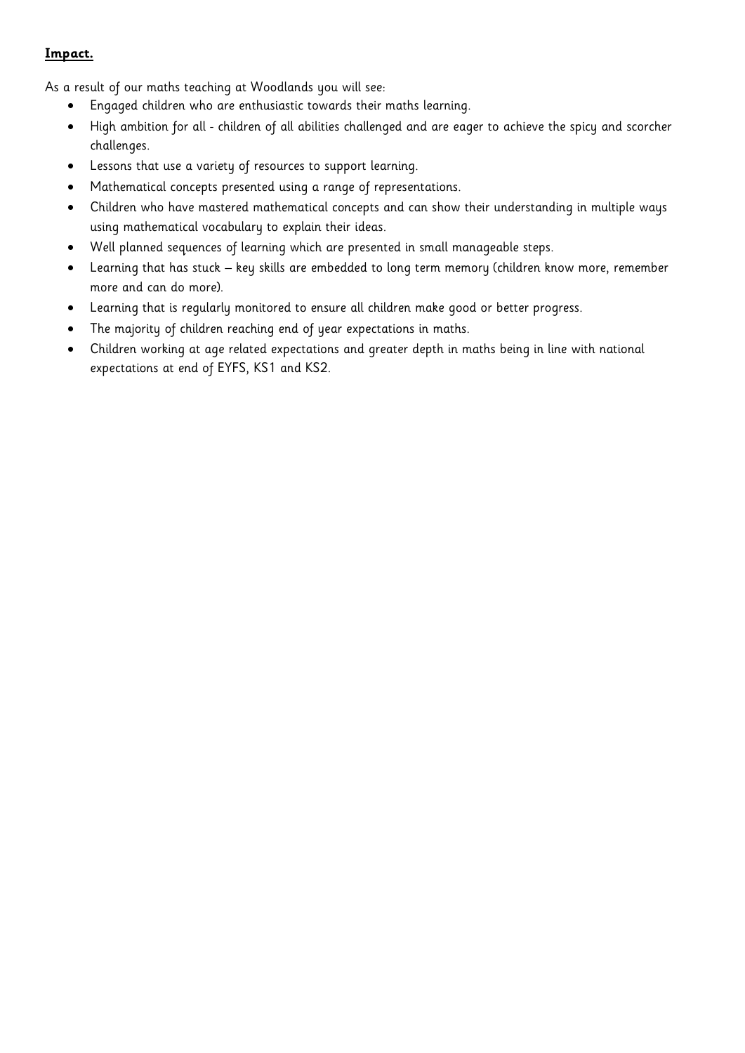**Impact.**

As a result of our maths teaching at Woodlands you will see:

- Engaged children who are enthusiastic towards their maths learning.
- High ambition for all - children of all abilities challenged and are eager to achieve the spicy and scorcher challenges.
- Lessons that use a variety of resources to support learning.
- Mathematical concepts presented using a range of representations.
- Children who have mastered mathematical concepts and can show their understanding in multiple ways using mathematical vocabulary to explain their ideas.
- Well planned sequences of learning which are presented in small manageable steps.
- Learning that has stuck – key skills are embedded to long term memory (children know more, remember more and can do more).
- Learning that is regularly monitored to ensure all children make good or better progress.
- The majority of children reaching end of year expectations in maths.
- Children working at age related expectations and greater depth in maths being in line with national expectations at end of EYFS, KS1 and KS2.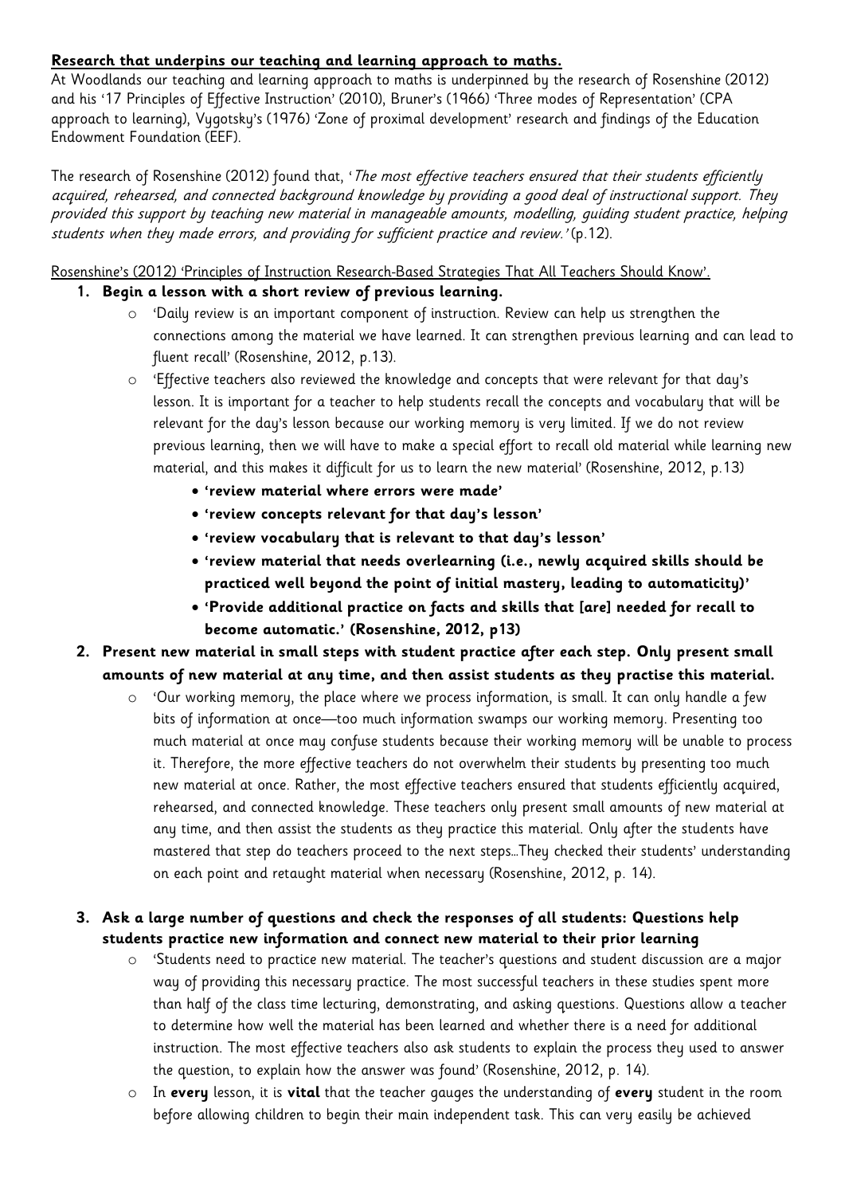**Research that underpins our teaching and learning approach to maths.**

At Woodlands our teaching and learning approach to maths is underpinned by the research of Rosenshine (2012) and his '17 Principles of Effective Instruction' (2010), Bruner's (1966) 'Three modes of Representation' (CPA approach to learning), Vygotsky's (1976) 'Zone of proximal development' research and findings of the Education Endowment Foundation (EEF).

The research of Rosenshine (2012) found that, '*The most effective teachers ensured that their students efficiently acquired, rehearsed, and connected background knowledge by providing a good deal of instructional support. They provided this support by teaching new material in manageable amounts, modelling, guiding student practice, helping students when they made errors, and providing for sufficient practice and review.'* (p.12).

Rosenshine's (2012) 'Principles of Instruction Research-Based Strategies That All Teachers Should Know'.

1. **Begin a lesson with a short review of previous learning.**
   - 'Daily review is an important component of instruction. Review can help us strengthen the connections among the material we have learned. It can strengthen previous learning and can lead to fluent recall' (Rosenshine, 2012, p.13).
   - 'Effective teachers also reviewed the knowledge and concepts that were relevant for that day's lesson. It is important for a teacher to help students recall the concepts and vocabulary that will be relevant for the day's lesson because our working memory is very limited. If we do not review previous learning, then we will have to make a special effort to recall old material while learning new material, and this makes it difficult for us to learn the new material' (Rosenshine, 2012, p.13)
     - **'review material where errors were made'**
     - **'review concepts relevant for that day's lesson'**
     - **'review vocabulary that is relevant to that day's lesson'**
     - **'review material that needs overlearning (i.e., newly acquired skills should be practiced well beyond the point of initial mastery, leading to automaticity)'**
     - **'Provide additional practice on facts and skills that [are] needed for recall to become automatic.' (Rosenshine, 2012, p13)**

2. **Present new material in small steps with student practice after each step. Only present small amounts of new material at any time, and then assist students as they practise this material.**
   - 'Our working memory, the place where we process information, is small. It can only handle a few bits of information at once—too much information swamps our working memory. Presenting too much material at once may confuse students because their working memory will be unable to process it. Therefore, the more effective teachers do not overwhelm their students by presenting too much new material at once. Rather, the most effective teachers ensured that students efficiently acquired, rehearsed, and connected knowledge. These teachers only present small amounts of new material at any time, and then assist the students as they practice this material. Only after the students have mastered that step do teachers proceed to the next steps…They checked their students' understanding on each point and retaught material when necessary (Rosenshine, 2012, p. 14).

3. **Ask a large number of questions and check the responses of all students: Questions help students practice new information and connect new material to their prior learning**
   - 'Students need to practice new material. The teacher's questions and student discussion are a major way of providing this necessary practice. The most successful teachers in these studies spent more than half of the class time lecturing, demonstrating, and asking questions. Questions allow a teacher to determine how well the material has been learned and whether there is a need for additional instruction. The most effective teachers also ask students to explain the process they used to answer the question, to explain how the answer was found' (Rosenshine, 2012, p. 14).
   - In **every** lesson, it is **vital** that the teacher gauges the understanding of **every** student in the room before allowing children to begin their main independent task. This can very easily be achieved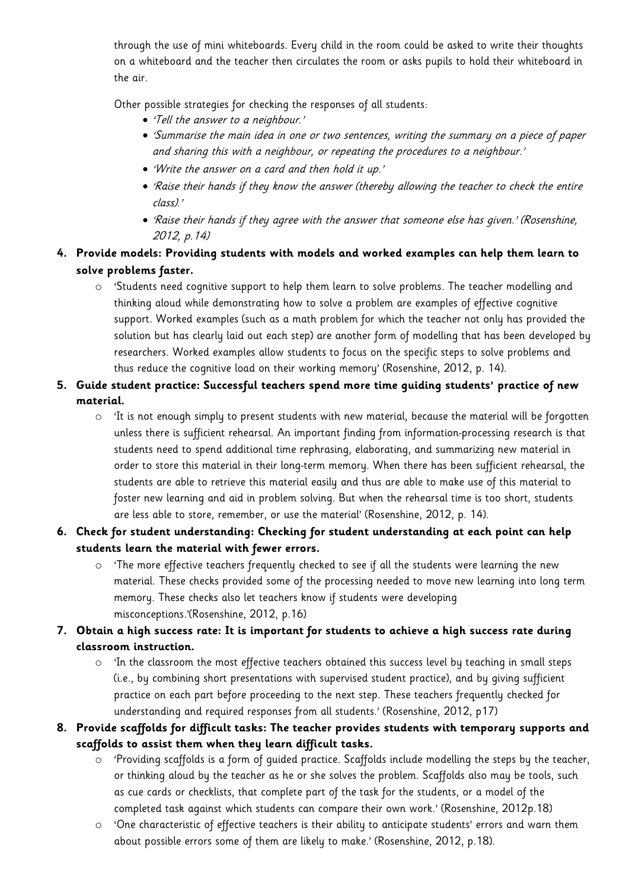through the use of mini whiteboards. Every child in the room could be asked to write their thoughts on a whiteboard and the teacher then circulates the room or asks pupils to hold their whiteboard in the air.

Other possible strategies for checking the responses of all students:

- *'Tell the answer to a neighbour.'*
- *'Summarise the main idea in one or two sentences, writing the summary on a piece of paper and sharing this with a neighbour, or repeating the procedures to a neighbour.'*
- *'Write the answer on a card and then hold it up.'*
- *'Raise their hands if they know the answer (thereby allowing the teacher to check the entire class).'*
- *'Raise their hands if they agree with the answer that someone else has given.' (Rosenshine, 2012, p.14)*

4. **Provide models: Providing students with models and worked examples can help them learn to solve problems faster.**
   - 'Students need cognitive support to help them learn to solve problems. The teacher modelling and thinking aloud while demonstrating how to solve a problem are examples of effective cognitive support. Worked examples (such as a math problem for which the teacher not only has provided the solution but has clearly laid out each step) are another form of modelling that has been developed by researchers. Worked examples allow students to focus on the specific steps to solve problems and thus reduce the cognitive load on their working memory' (Rosenshine, 2012, p. 14).
5. **Guide student practice: Successful teachers spend more time guiding students' practice of new material.**
   - 'It is not enough simply to present students with new material, because the material will be forgotten unless there is sufficient rehearsal. An important finding from information-processing research is that students need to spend additional time rephrasing, elaborating, and summarizing new material in order to store this material in their long-term memory. When there has been sufficient rehearsal, the students are able to retrieve this material easily and thus are able to make use of this material to foster new learning and aid in problem solving. But when the rehearsal time is too short, students are less able to store, remember, or use the material' (Rosenshine, 2012, p. 14).
6. **Check for student understanding: Checking for student understanding at each point can help students learn the material with fewer errors.**
   - 'The more effective teachers frequently checked to see if all the students were learning the new material. These checks provided some of the processing needed to move new learning into long term memory. These checks also let teachers know if students were developing misconceptions.'(Rosenshine, 2012, p.16)
7. **Obtain a high success rate: It is important for students to achieve a high success rate during classroom instruction.**
   - 'In the classroom the most effective teachers obtained this success level by teaching in small steps (i.e., by combining short presentations with supervised student practice), and by giving sufficient practice on each part before proceeding to the next step. These teachers frequently checked for understanding and required responses from all students.' (Rosenshine, 2012, p17)
8. **Provide scaffolds for difficult tasks: The teacher provides students with temporary supports and scaffolds to assist them when they learn difficult tasks.**
   - 'Providing scaffolds is a form of guided practice. Scaffolds include modelling the steps by the teacher, or thinking aloud by the teacher as he or she solves the problem. Scaffolds also may be tools, such as cue cards or checklists, that complete part of the task for the students, or a model of the completed task against which students can compare their own work.' (Rosenshine, 2012p.18)
   - 'One characteristic of effective teachers is their ability to anticipate students' errors and warn them about possible errors some of them are likely to make.' (Rosenshine, 2012, p.18).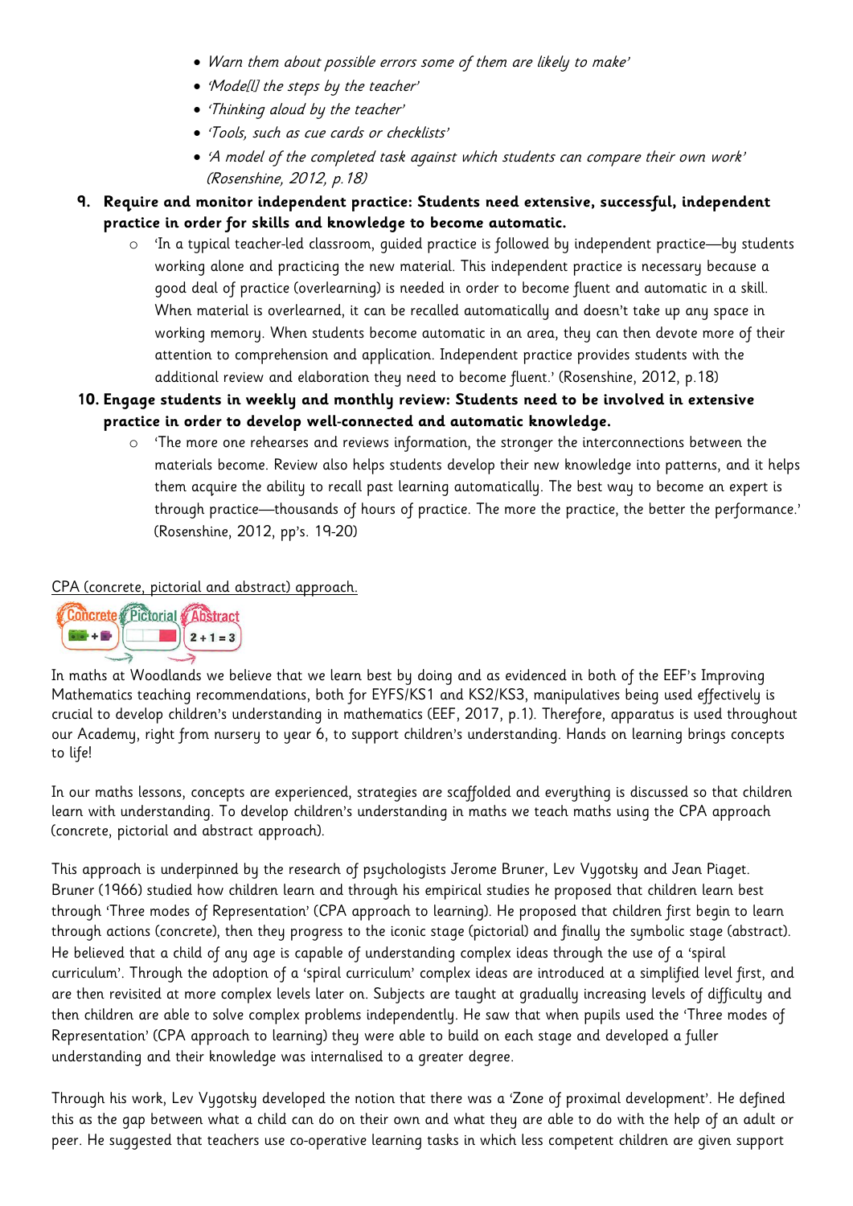- *Warn them about possible errors some of them are likely to make'*
- *'Mode[l] the steps by the teacher'*
- *'Thinking aloud by the teacher'*
- *'Tools, such as cue cards or checklists'*
- *'A model of the completed task against which students can compare their own work' (Rosenshine, 2012, p.18)*

9. **Require and monitor independent practice: Students need extensive, successful, independent practice in order for skills and knowledge to become automatic.**
   - 'In a typical teacher-led classroom, guided practice is followed by independent practice—by students working alone and practicing the new material. This independent practice is necessary because a good deal of practice (overlearning) is needed in order to become fluent and automatic in a skill. When material is overlearned, it can be recalled automatically and doesn't take up any space in working memory. When students become automatic in an area, they can then devote more of their attention to comprehension and application. Independent practice provides students with the additional review and elaboration they need to become fluent.' (Rosenshine, 2012, p.18)
10. **Engage students in weekly and monthly review: Students need to be involved in extensive practice in order to develop well-connected and automatic knowledge.**
    - 'The more one rehearses and reviews information, the stronger the interconnections between the materials become. Review also helps students develop their new knowledge into patterns, and it helps them acquire the ability to recall past learning automatically. The best way to become an expert is through practice—thousands of hours of practice. The more the practice, the better the performance.' (Rosenshine, 2012, pp's. 19-20)

## CPA (concrete, pictorial and abstract) approach.

Concrete | Pictorial | Abstract
2 + 1 = 3

In maths at Woodlands we believe that we learn best by doing and as evidenced in both of the EEF's Improving Mathematics teaching recommendations, both for EYFS/KS1 and KS2/KS3, manipulatives being used effectively is crucial to develop children's understanding in mathematics (EEF, 2017, p.1). Therefore, apparatus is used throughout our Academy, right from nursery to year 6, to support children's understanding. Hands on learning brings concepts to life!

In our maths lessons, concepts are experienced, strategies are scaffolded and everything is discussed so that children learn with understanding. To develop children's understanding in maths we teach maths using the CPA approach (concrete, pictorial and abstract approach).

This approach is underpinned by the research of psychologists Jerome Bruner, Lev Vygotsky and Jean Piaget. Bruner (1966) studied how children learn and through his empirical studies he proposed that children learn best through 'Three modes of Representation' (CPA approach to learning). He proposed that children first begin to learn through actions (concrete), then they progress to the iconic stage (pictorial) and finally the symbolic stage (abstract). He believed that a child of any age is capable of understanding complex ideas through the use of a 'spiral curriculum'. Through the adoption of a 'spiral curriculum' complex ideas are introduced at a simplified level first, and are then revisited at more complex levels later on. Subjects are taught at gradually increasing levels of difficulty and then children are able to solve complex problems independently. He saw that when pupils used the 'Three modes of Representation' (CPA approach to learning) they were able to build on each stage and developed a fuller understanding and their knowledge was internalised to a greater degree.

Through his work, Lev Vygotsky developed the notion that there was a 'Zone of proximal development'. He defined this as the gap between what a child can do on their own and what they are able to do with the help of an adult or peer. He suggested that teachers use co-operative learning tasks in which less competent children are given support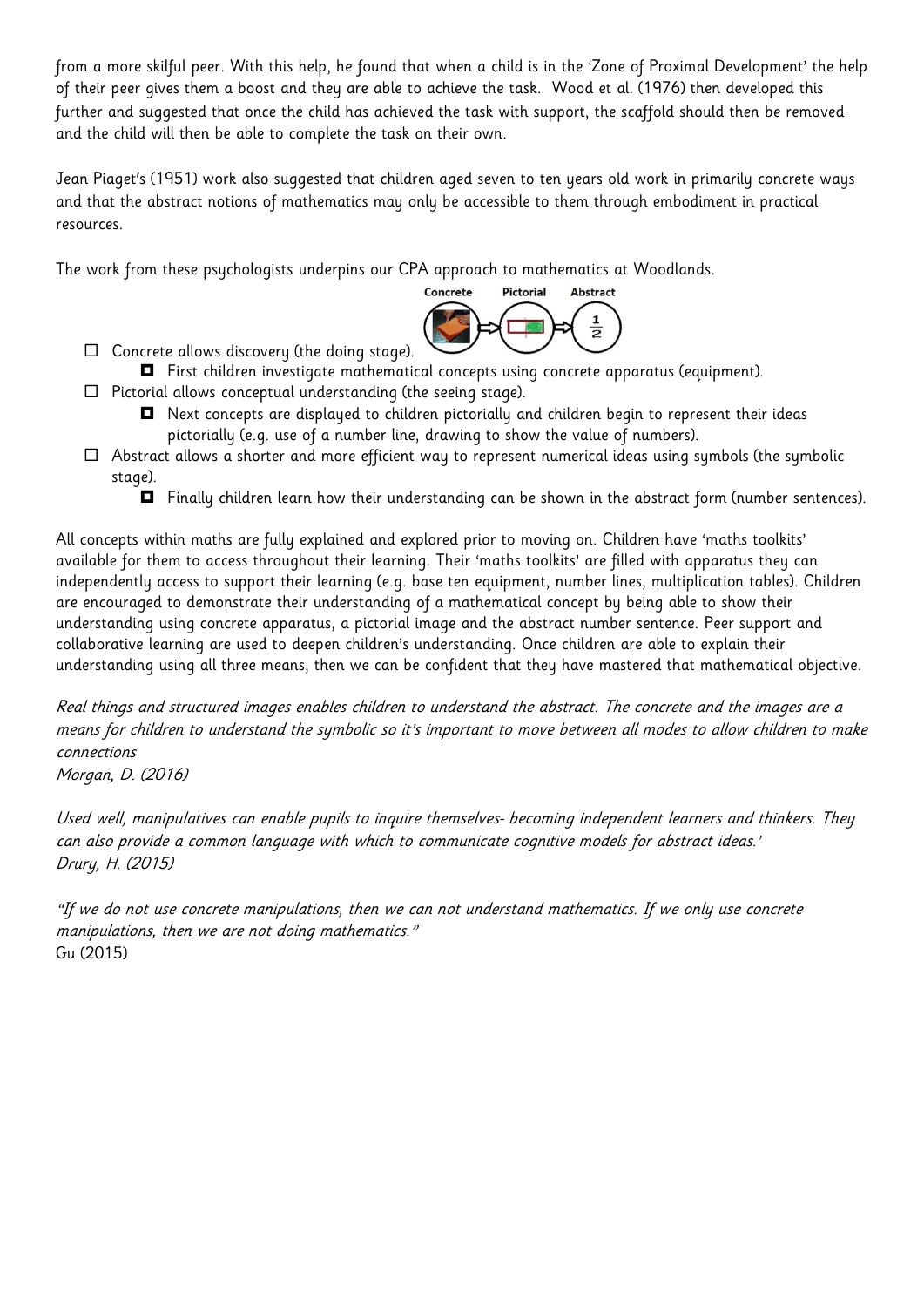from a more skilful peer. With this help, he found that when a child is in the 'Zone of Proximal Development' the help of their peer gives them a boost and they are able to achieve the task. Wood et al. (1976) then developed this further and suggested that once the child has achieved the task with support, the scaffold should then be removed and the child will then be able to complete the task on their own.

Jean Piaget's (1951) work also suggested that children aged seven to ten years old work in primarily concrete ways and that the abstract notions of mathematics may only be accessible to them through embodiment in practical resources.

The work from these psychologists underpins our CPA approach to mathematics at Woodlands.

Concrete   Pictorial   Abstract

- Concrete allows discovery (the doing stage).
  - First children investigate mathematical concepts using concrete apparatus (equipment).
- Pictorial allows conceptual understanding (the seeing stage).
  - Next concepts are displayed to children pictorially and children begin to represent their ideas pictorially (e.g. use of a number line, drawing to show the value of numbers).
- Abstract allows a shorter and more efficient way to represent numerical ideas using symbols (the symbolic stage).
  - Finally children learn how their understanding can be shown in the abstract form (number sentences).

All concepts within maths are fully explained and explored prior to moving on. Children have 'maths toolkits' available for them to access throughout their learning. Their 'maths toolkits' are filled with apparatus they can independently access to support their learning (e.g. base ten equipment, number lines, multiplication tables). Children are encouraged to demonstrate their understanding of a mathematical concept by being able to show their understanding using concrete apparatus, a pictorial image and the abstract number sentence. Peer support and collaborative learning are used to deepen children's understanding. Once children are able to explain their understanding using all three means, then we can be confident that they have mastered that mathematical objective.

*Real things and structured images enables children to understand the abstract. The concrete and the images are a means for children to understand the symbolic so it's important to move between all modes to allow children to make connections*
*Morgan, D. (2016)*

*Used well, manipulatives can enable pupils to inquire themselves- becoming independent learners and thinkers. They can also provide a common language with which to communicate cognitive models for abstract ideas.'*
*Drury, H. (2015)*

*"If we do not use concrete manipulations, then we can not understand mathematics. If we only use concrete manipulations, then we are not doing mathematics."*
Gu (2015)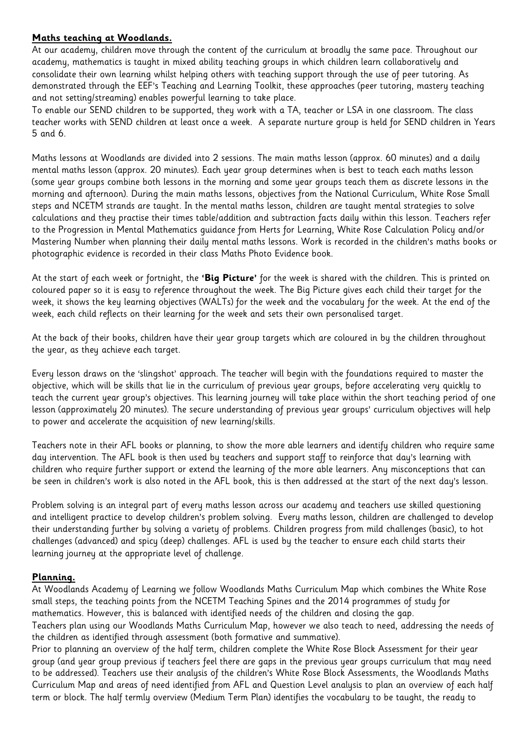**Maths teaching at Woodlands.**

At our academy, children move through the content of the curriculum at broadly the same pace. Throughout our academy, mathematics is taught in mixed ability teaching groups in which children learn collaboratively and consolidate their own learning whilst helping others with teaching support through the use of peer tutoring. As demonstrated through the EEF's Teaching and Learning Toolkit, these approaches (peer tutoring, mastery teaching and not setting/streaming) enables powerful learning to take place.

To enable our SEND children to be supported, they work with a TA, teacher or LSA in one classroom. The class teacher works with SEND children at least once a week. A separate nurture group is held for SEND children in Years 5 and 6.

Maths lessons at Woodlands are divided into 2 sessions. The main maths lesson (approx. 60 minutes) and a daily mental maths lesson (approx. 20 minutes). Each year group determines when is best to teach each maths lesson (some year groups combine both lessons in the morning and some year groups teach them as discrete lessons in the morning and afternoon). During the main maths lessons, objectives from the National Curriculum, White Rose Small steps and NCETM strands are taught. In the mental maths lesson, children are taught mental strategies to solve calculations and they practise their times table/addition and subtraction facts daily within this lesson. Teachers refer to the Progression in Mental Mathematics guidance from Herts for Learning, White Rose Calculation Policy and/or Mastering Number when planning their daily mental maths lessons. Work is recorded in the children's maths books or photographic evidence is recorded in their class Maths Photo Evidence book.

At the start of each week or fortnight, the **'Big Picture'** for the week is shared with the children. This is printed on coloured paper so it is easy to reference throughout the week. The Big Picture gives each child their target for the week, it shows the key learning objectives (WALTs) for the week and the vocabulary for the week. At the end of the week, each child reflects on their learning for the week and sets their own personalised target.

At the back of their books, children have their year group targets which are coloured in by the children throughout the year, as they achieve each target.

Every lesson draws on the 'slingshot' approach. The teacher will begin with the foundations required to master the objective, which will be skills that lie in the curriculum of previous year groups, before accelerating very quickly to teach the current year group's objectives. This learning journey will take place within the short teaching period of one lesson (approximately 20 minutes). The secure understanding of previous year groups' curriculum objectives will help to power and accelerate the acquisition of new learning/skills.

Teachers note in their AFL books or planning, to show the more able learners and identify children who require same day intervention. The AFL book is then used by teachers and support staff to reinforce that day's learning with children who require further support or extend the learning of the more able learners. Any misconceptions that can be seen in children's work is also noted in the AFL book, this is then addressed at the start of the next day's lesson.

Problem solving is an integral part of every maths lesson across our academy and teachers use skilled questioning and intelligent practice to develop children's problem solving. Every maths lesson, children are challenged to develop their understanding further by solving a variety of problems. Children progress from mild challenges (basic), to hot challenges (advanced) and spicy (deep) challenges. AFL is used by the teacher to ensure each child starts their learning journey at the appropriate level of challenge.

**Planning.**

At Woodlands Academy of Learning we follow Woodlands Maths Curriculum Map which combines the White Rose small steps, the teaching points from the NCETM Teaching Spines and the 2014 programmes of study for mathematics. However, this is balanced with identified needs of the children and closing the gap.

Teachers plan using our Woodlands Maths Curriculum Map, however we also teach to need, addressing the needs of the children as identified through assessment (both formative and summative).

Prior to planning an overview of the half term, children complete the White Rose Block Assessment for their year group (and year group previous if teachers feel there are gaps in the previous year groups curriculum that may need to be addressed). Teachers use their analysis of the children's White Rose Block Assessments, the Woodlands Maths Curriculum Map and areas of need identified from AFL and Question Level analysis to plan an overview of each half term or block. The half termly overview (Medium Term Plan) identifies the vocabulary to be taught, the ready to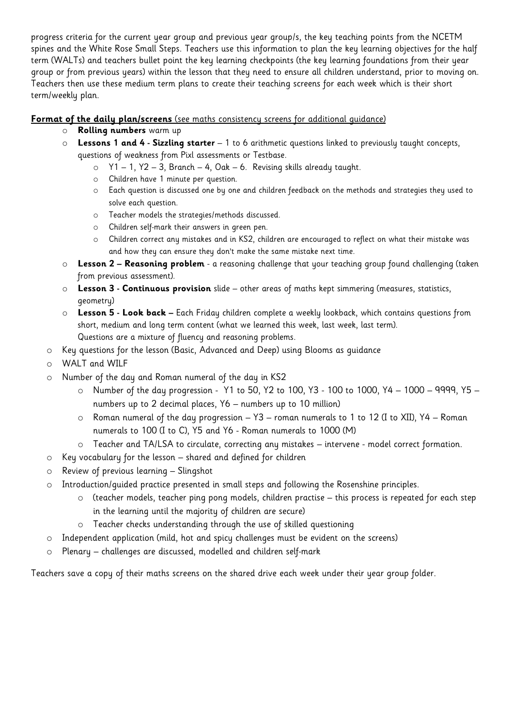progress criteria for the current year group and previous year group/s, the key teaching points from the NCETM spines and the White Rose Small Steps. Teachers use this information to plan the key learning objectives for the half term (WALTs) and teachers bullet point the key learning checkpoints (the key learning foundations from their year group or from previous years) within the lesson that they need to ensure all children understand, prior to moving on. Teachers then use these medium term plans to create their teaching screens for each week which is their short term/weekly plan.

**Format of the daily plan/screens** (see maths consistency screens for additional guidance)

- **Rolling numbers** warm up
- **Lessons 1 and 4 - Sizzling starter** – 1 to 6 arithmetic questions linked to previously taught concepts, questions of weakness from Pixl assessments or Testbase.
    - Y1 – 1, Y2 – 3, Branch – 4, Oak – 6. Revising skills already taught.
    - Children have 1 minute per question.
    - Each question is discussed one by one and children feedback on the methods and strategies they used to solve each question.
    - Teacher models the strategies/methods discussed.
    - Children self-mark their answers in green pen.
    - Children correct any mistakes and in KS2, children are encouraged to reflect on what their mistake was and how they can ensure they don't make the same mistake next time.
- **Lesson 2 – Reasoning problem** - a reasoning challenge that your teaching group found challenging (taken from previous assessment).
- **Lesson 3 - Continuous provision** slide – other areas of maths kept simmering (measures, statistics, geometry)
- **Lesson 5 - Look back –** Each Friday children complete a weekly lookback, which contains questions from short, medium and long term content (what we learned this week, last week, last term). Questions are a mixture of fluency and reasoning problems.
- Key questions for the lesson (Basic, Advanced and Deep) using Blooms as guidance
- WALT and WILF
- Number of the day and Roman numeral of the day in KS2
    - Number of the day progression - Y1 to 50, Y2 to 100, Y3 - 100 to 1000, Y4 – 1000 – 9999, Y5 – numbers up to 2 decimal places, Y6 – numbers up to 10 million)
    - Roman numeral of the day progression – Y3 – roman numerals to 1 to 12 (I to XII), Y4 – Roman numerals to 100 (I to C), Y5 and Y6 - Roman numerals to 1000 (M)
    - Teacher and TA/LSA to circulate, correcting any mistakes – intervene - model correct formation.
- Key vocabulary for the lesson – shared and defined for children
- Review of previous learning – Slingshot
- Introduction/guided practice presented in small steps and following the Rosenshine principles.
    - (teacher models, teacher ping pong models, children practise – this process is repeated for each step in the learning until the majority of children are secure)
    - Teacher checks understanding through the use of skilled questioning
- Independent application (mild, hot and spicy challenges must be evident on the screens)
- Plenary – challenges are discussed, modelled and children self-mark

Teachers save a copy of their maths screens on the shared drive each week under their year group folder.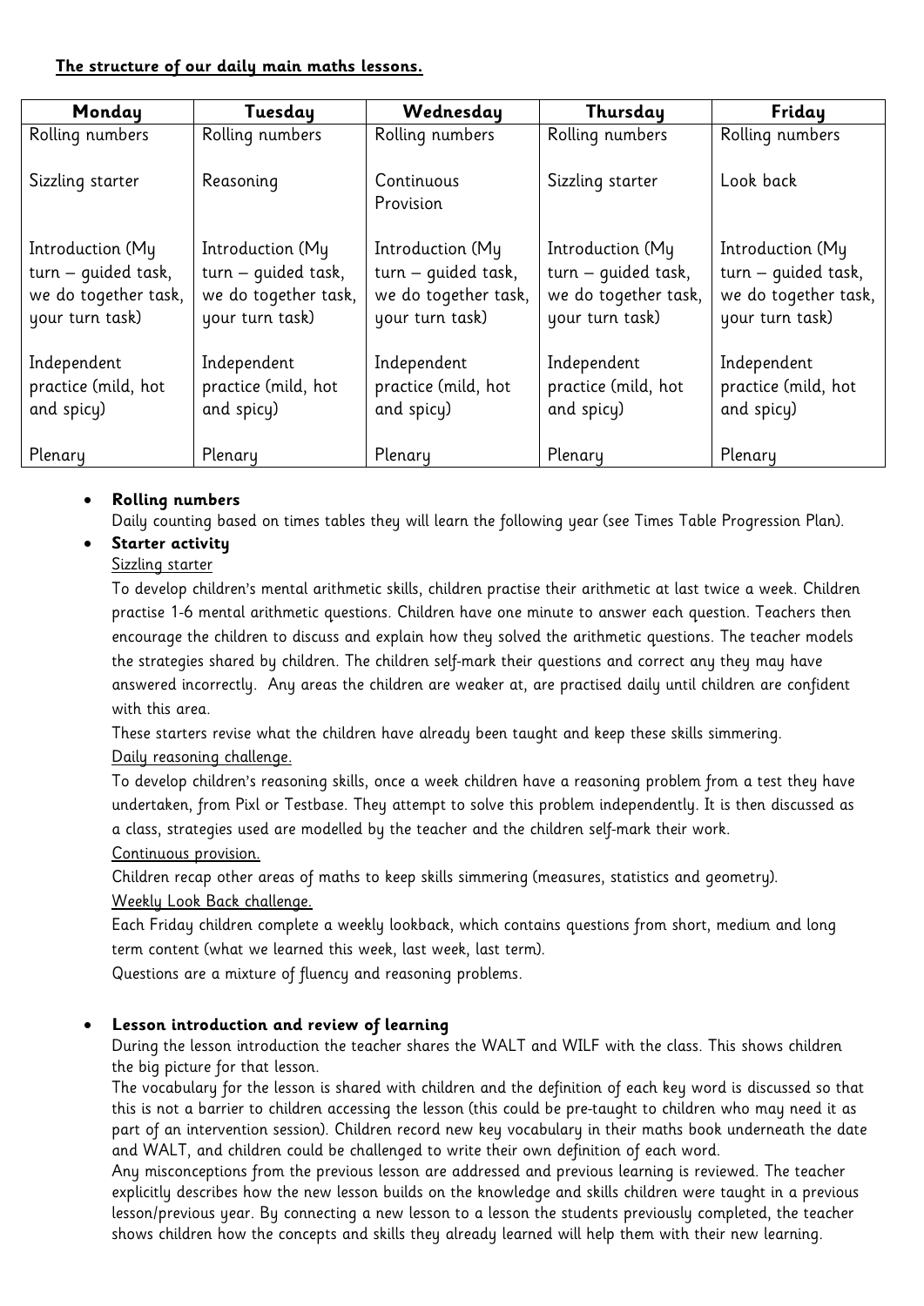**The structure of our daily main maths lessons.**

| Monday | Tuesday | Wednesday | Thursday | Friday |
|---|---|---|---|---|
| Rolling numbers<br><br>Sizzling starter<br><br>Introduction (My turn – guided task, we do together task, your turn task)<br><br>Independent practice (mild, hot and spicy)<br><br>Plenary | Rolling numbers<br><br>Reasoning<br><br>Introduction (My turn – guided task, we do together task, your turn task)<br><br>Independent practice (mild, hot and spicy)<br><br>Plenary | Rolling numbers<br><br>Continuous Provision<br><br>Introduction (My turn – guided task, we do together task, your turn task)<br><br>Independent practice (mild, hot and spicy)<br><br>Plenary | Rolling numbers<br><br>Sizzling starter<br><br>Introduction (My turn – guided task, we do together task, your turn task)<br><br>Independent practice (mild, hot and spicy)<br><br>Plenary | Rolling numbers<br><br>Look back<br><br>Introduction (My turn – guided task, we do together task, your turn task)<br><br>Independent practice (mild, hot and spicy)<br><br>Plenary |

- **Rolling numbers**
  Daily counting based on times tables they will learn the following year (see Times Table Progression Plan).
- **Starter activity**
  Sizzling starter
  To develop children's mental arithmetic skills, children practise their arithmetic at last twice a week. Children practise 1-6 mental arithmetic questions. Children have one minute to answer each question. Teachers then encourage the children to discuss and explain how they solved the arithmetic questions. The teacher models the strategies shared by children. The children self-mark their questions and correct any they may have answered incorrectly. Any areas the children are weaker at, are practised daily until children are confident with this area.
  These starters revise what the children have already been taught and keep these skills simmering.
  Daily reasoning challenge.
  To develop children's reasoning skills, once a week children have a reasoning problem from a test they have undertaken, from Pixl or Testbase. They attempt to solve this problem independently. It is then discussed as a class, strategies used are modelled by the teacher and the children self-mark their work.
  Continuous provision.
  Children recap other areas of maths to keep skills simmering (measures, statistics and geometry).
  Weekly Look Back challenge.
  Each Friday children complete a weekly lookback, which contains questions from short, medium and long term content (what we learned this week, last week, last term).
  Questions are a mixture of fluency and reasoning problems.

- **Lesson introduction and review of learning**
  During the lesson introduction the teacher shares the WALT and WILF with the class. This shows children the big picture for that lesson.
  The vocabulary for the lesson is shared with children and the definition of each key word is discussed so that this is not a barrier to children accessing the lesson (this could be pre-taught to children who may need it as part of an intervention session). Children record new key vocabulary in their maths book underneath the date and WALT, and children could be challenged to write their own definition of each word.
  Any misconceptions from the previous lesson are addressed and previous learning is reviewed. The teacher explicitly describes how the new lesson builds on the knowledge and skills children were taught in a previous lesson/previous year. By connecting a new lesson to a lesson the students previously completed, the teacher shows children how the concepts and skills they already learned will help them with their new learning.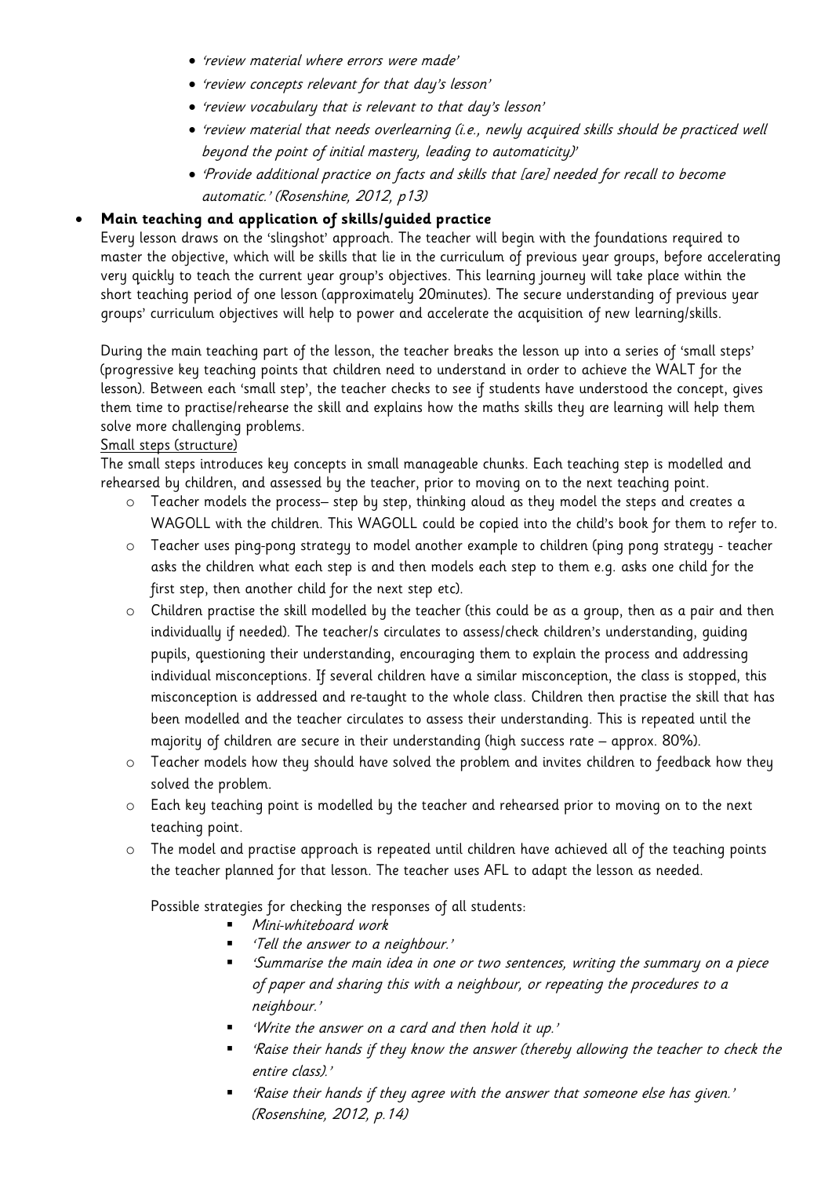- *'review material where errors were made'*
- *'review concepts relevant for that day's lesson'*
- *'review vocabulary that is relevant to that day's lesson'*
- *'review material that needs overlearning (i.e., newly acquired skills should be practiced well beyond the point of initial mastery, leading to automaticity)'*
- *'Provide additional practice on facts and skills that [are] needed for recall to become automatic.' (Rosenshine, 2012, p13)*

- **Main teaching and application of skills/guided practice**

  Every lesson draws on the 'slingshot' approach. The teacher will begin with the foundations required to master the objective, which will be skills that lie in the curriculum of previous year groups, before accelerating very quickly to teach the current year group's objectives. This learning journey will take place within the short teaching period of one lesson (approximately 20minutes). The secure understanding of previous year groups' curriculum objectives will help to power and accelerate the acquisition of new learning/skills.

  During the main teaching part of the lesson, the teacher breaks the lesson up into a series of 'small steps' (progressive key teaching points that children need to understand in order to achieve the WALT for the lesson). Between each 'small step', the teacher checks to see if students have understood the concept, gives them time to practise/rehearse the skill and explains how the maths skills they are learning will help them solve more challenging problems.

  <u>Small steps (structure)</u>

  The small steps introduces key concepts in small manageable chunks. Each teaching step is modelled and rehearsed by children, and assessed by the teacher, prior to moving on to the next teaching point.

  - Teacher models the process– step by step, thinking aloud as they model the steps and creates a WAGOLL with the children. This WAGOLL could be copied into the child's book for them to refer to.
  - Teacher uses ping-pong strategy to model another example to children (ping pong strategy - teacher asks the children what each step is and then models each step to them e.g. asks one child for the first step, then another child for the next step etc).
  - Children practise the skill modelled by the teacher (this could be as a group, then as a pair and then individually if needed). The teacher/s circulates to assess/check children's understanding, guiding pupils, questioning their understanding, encouraging them to explain the process and addressing individual misconceptions. If several children have a similar misconception, the class is stopped, this misconception is addressed and re-taught to the whole class. Children then practise the skill that has been modelled and the teacher circulates to assess their understanding. This is repeated until the majority of children are secure in their understanding (high success rate – approx. 80%).
  - Teacher models how they should have solved the problem and invites children to feedback how they solved the problem.
  - Each key teaching point is modelled by the teacher and rehearsed prior to moving on to the next teaching point.
  - The model and practise approach is repeated until children have achieved all of the teaching points the teacher planned for that lesson. The teacher uses AFL to adapt the lesson as needed.

  Possible strategies for checking the responses of all students:

  - *Mini-whiteboard work*
  - *'Tell the answer to a neighbour.'*
  - *'Summarise the main idea in one or two sentences, writing the summary on a piece of paper and sharing this with a neighbour, or repeating the procedures to a neighbour.'*
  - *'Write the answer on a card and then hold it up.'*
  - *'Raise their hands if they know the answer (thereby allowing the teacher to check the entire class).'*
  - *'Raise their hands if they agree with the answer that someone else has given.' (Rosenshine, 2012, p.14)*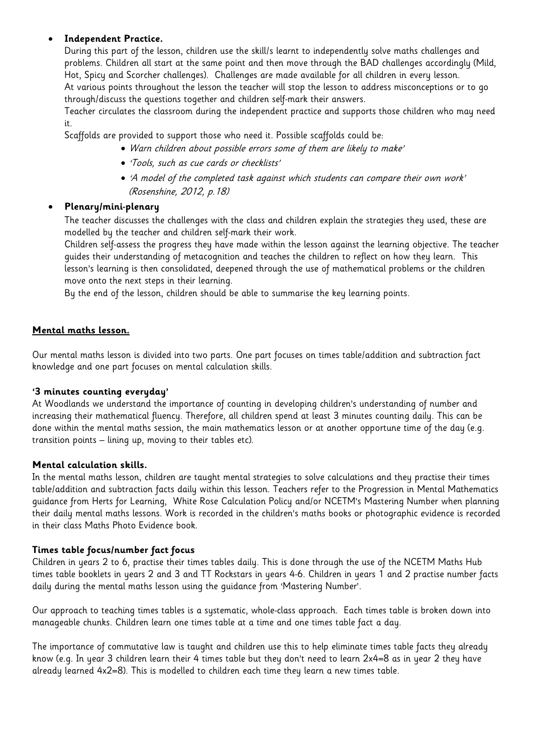- **Independent Practice.**

  During this part of the lesson, children use the skill/s learnt to independently solve maths challenges and problems. Children all start at the same point and then move through the BAD challenges accordingly (Mild, Hot, Spicy and Scorcher challenges). Challenges are made available for all children in every lesson.
  At various points throughout the lesson the teacher will stop the lesson to address misconceptions or to go through/discuss the questions together and children self-mark their answers.
  Teacher circulates the classroom during the independent practice and supports those children who may need it.
  Scaffolds are provided to support those who need it. Possible scaffolds could be:
  - *Warn children about possible errors some of them are likely to make'*
  - *'Tools, such as cue cards or checklists'*
  - *'A model of the completed task against which students can compare their own work' (Rosenshine, 2012, p.18)*

- **Plenary/mini-plenary**

  The teacher discusses the challenges with the class and children explain the strategies they used, these are modelled by the teacher and children self-mark their work.
  Children self-assess the progress they have made within the lesson against the learning objective. The teacher guides their understanding of metacognition and teaches the children to reflect on how they learn. This lesson's learning is then consolidated, deepened through the use of mathematical problems or the children move onto the next steps in their learning.
  By the end of the lesson, children should be able to summarise the key learning points.

## Mental maths lesson.

Our mental maths lesson is divided into two parts. One part focuses on times table/addition and subtraction fact knowledge and one part focuses on mental calculation skills.

### '3 minutes counting everyday'

At Woodlands we understand the importance of counting in developing children's understanding of number and increasing their mathematical fluency. Therefore, all children spend at least 3 minutes counting daily. This can be done within the mental maths session, the main mathematics lesson or at another opportune time of the day (e.g. transition points – lining up, moving to their tables etc).

### Mental calculation skills.

In the mental maths lesson, children are taught mental strategies to solve calculations and they practise their times table/addition and subtraction facts daily within this lesson. Teachers refer to the Progression in Mental Mathematics guidance from Herts for Learning, White Rose Calculation Policy and/or NCETM's Mastering Number when planning their daily mental maths lessons. Work is recorded in the children's maths books or photographic evidence is recorded in their class Maths Photo Evidence book.

### Times table focus/number fact focus

Children in years 2 to 6, practise their times tables daily. This is done through the use of the NCETM Maths Hub times table booklets in years 2 and 3 and TT Rockstars in years 4-6. Children in years 1 and 2 practise number facts daily during the mental maths lesson using the guidance from 'Mastering Number'.

Our approach to teaching times tables is a systematic, whole-class approach. Each times table is broken down into manageable chunks. Children learn one times table at a time and one times table fact a day.

The importance of commutative law is taught and children use this to help eliminate times table facts they already know (e.g. In year 3 children learn their 4 times table but they don't need to learn 2x4=8 as in year 2 they have already learned 4x2=8). This is modelled to children each time they learn a new times table.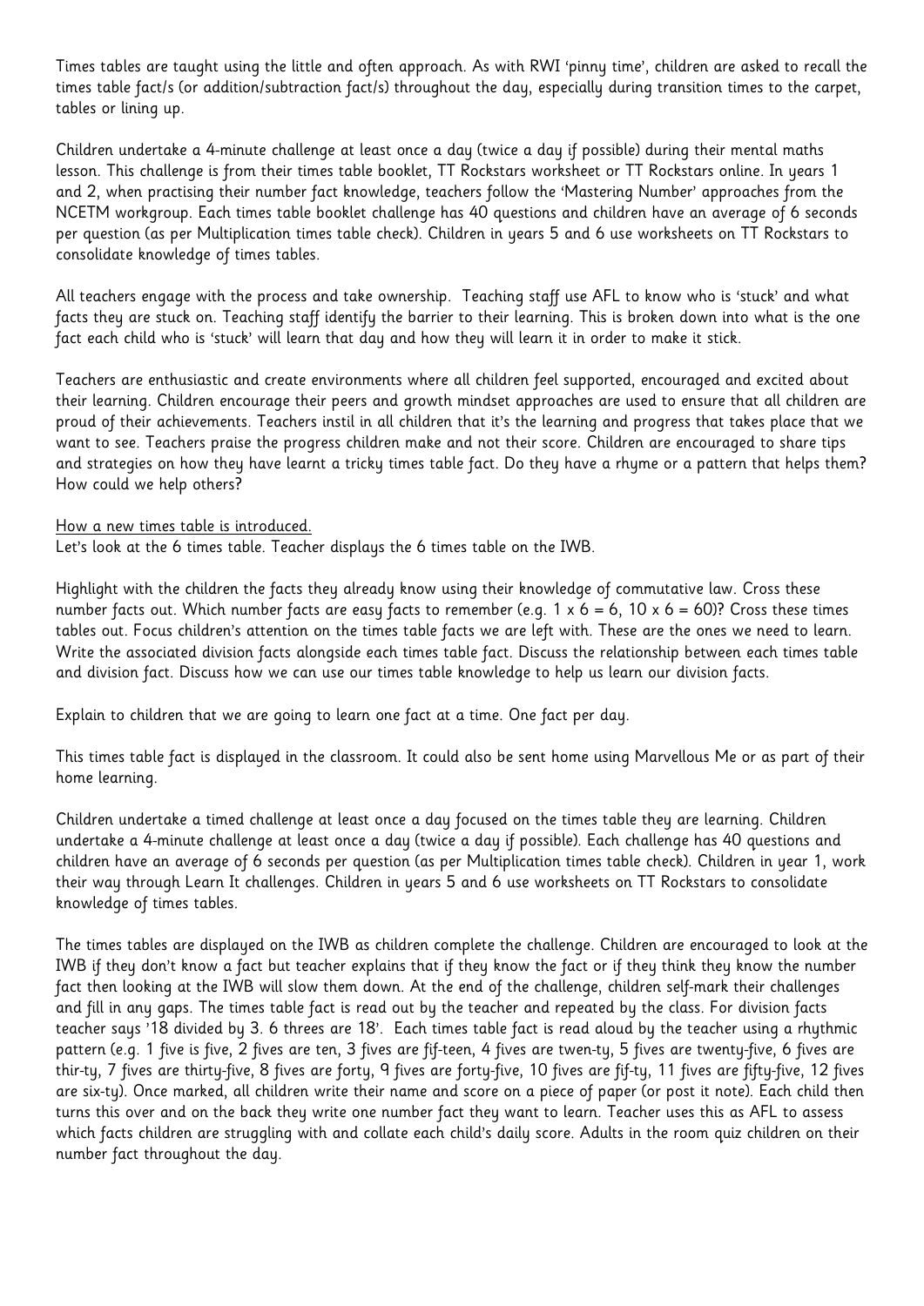Times tables are taught using the little and often approach. As with RWI 'pinny time', children are asked to recall the times table fact/s (or addition/subtraction fact/s) throughout the day, especially during transition times to the carpet, tables or lining up.

Children undertake a 4-minute challenge at least once a day (twice a day if possible) during their mental maths lesson. This challenge is from their times table booklet, TT Rockstars worksheet or TT Rockstars online. In years 1 and 2, when practising their number fact knowledge, teachers follow the 'Mastering Number' approaches from the NCETM workgroup. Each times table booklet challenge has 40 questions and children have an average of 6 seconds per question (as per Multiplication times table check). Children in years 5 and 6 use worksheets on TT Rockstars to consolidate knowledge of times tables.

All teachers engage with the process and take ownership. Teaching staff use AFL to know who is 'stuck' and what facts they are stuck on. Teaching staff identify the barrier to their learning. This is broken down into what is the one fact each child who is 'stuck' will learn that day and how they will learn it in order to make it stick.

Teachers are enthusiastic and create environments where all children feel supported, encouraged and excited about their learning. Children encourage their peers and growth mindset approaches are used to ensure that all children are proud of their achievements. Teachers instil in all children that it's the learning and progress that takes place that we want to see. Teachers praise the progress children make and not their score. Children are encouraged to share tips and strategies on how they have learnt a tricky times table fact. Do they have a rhyme or a pattern that helps them? How could we help others?

<u>How a new times table is introduced.</u>

Let's look at the 6 times table. Teacher displays the 6 times table on the IWB.

Highlight with the children the facts they already know using their knowledge of commutative law. Cross these number facts out. Which number facts are easy facts to remember (e.g. 1 x 6 = 6, 10 x 6 = 60)? Cross these times tables out. Focus children's attention on the times table facts we are left with. These are the ones we need to learn. Write the associated division facts alongside each times table fact. Discuss the relationship between each times table and division fact. Discuss how we can use our times table knowledge to help us learn our division facts.

Explain to children that we are going to learn one fact at a time. One fact per day.

This times table fact is displayed in the classroom. It could also be sent home using Marvellous Me or as part of their home learning.

Children undertake a timed challenge at least once a day focused on the times table they are learning. Children undertake a 4-minute challenge at least once a day (twice a day if possible). Each challenge has 40 questions and children have an average of 6 seconds per question (as per Multiplication times table check). Children in year 1, work their way through Learn It challenges. Children in years 5 and 6 use worksheets on TT Rockstars to consolidate knowledge of times tables.

The times tables are displayed on the IWB as children complete the challenge. Children are encouraged to look at the IWB if they don't know a fact but teacher explains that if they know the fact or if they think they know the number fact then looking at the IWB will slow them down. At the end of the challenge, children self-mark their challenges and fill in any gaps. The times table fact is read out by the teacher and repeated by the class. For division facts teacher says '18 divided by 3. 6 threes are 18'. Each times table fact is read aloud by the teacher using a rhythmic pattern (e.g. 1 five is five, 2 fives are ten, 3 fives are fif-teen, 4 fives are twen-ty, 5 fives are twenty-five, 6 fives are thir-ty, 7 fives are thirty-five, 8 fives are forty, 9 fives are forty-five, 10 fives are fif-ty, 11 fives are fifty-five, 12 fives are six-ty). Once marked, all children write their name and score on a piece of paper (or post it note). Each child then turns this over and on the back they write one number fact they want to learn. Teacher uses this as AFL to assess which facts children are struggling with and collate each child's daily score. Adults in the room quiz children on their number fact throughout the day.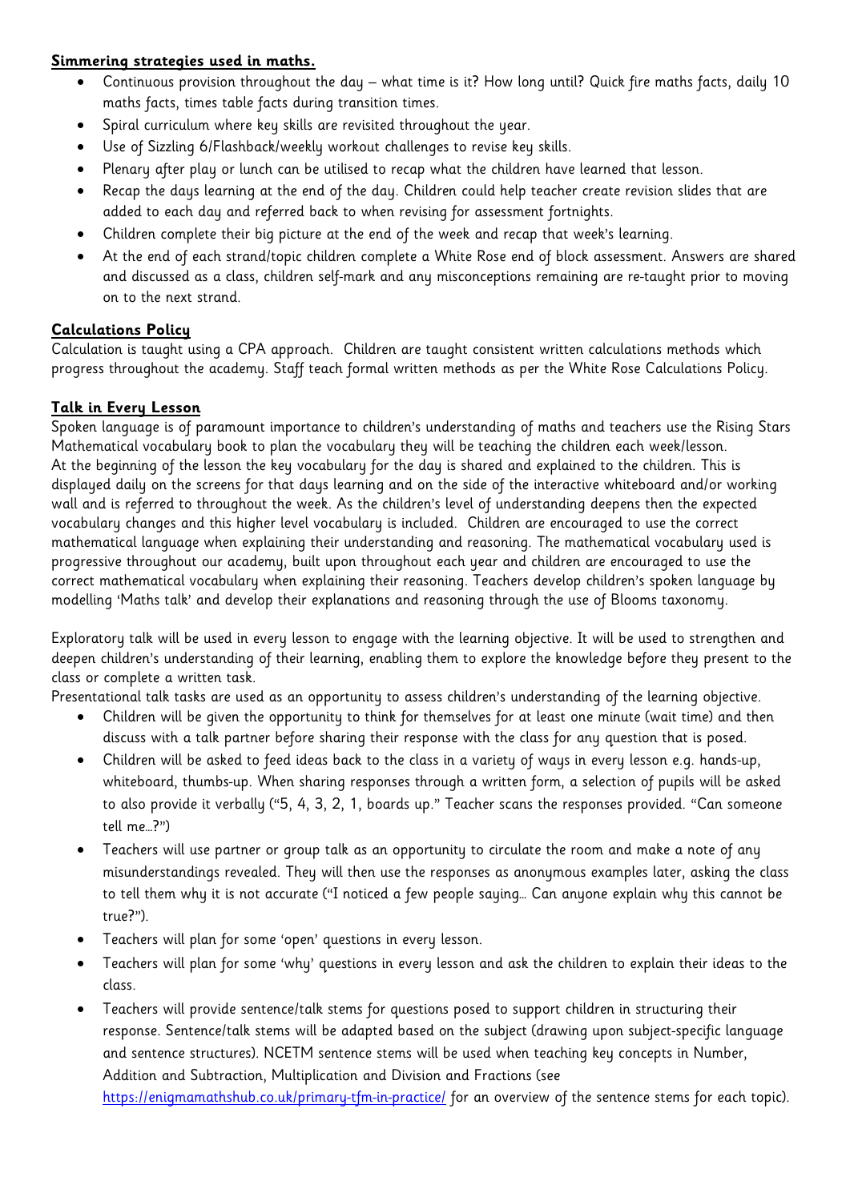**Simmering strategies used in maths.**

- Continuous provision throughout the day – what time is it? How long until? Quick fire maths facts, daily 10 maths facts, times table facts during transition times.
- Spiral curriculum where key skills are revisited throughout the year.
- Use of Sizzling 6/Flashback/weekly workout challenges to revise key skills.
- Plenary after play or lunch can be utilised to recap what the children have learned that lesson.
- Recap the days learning at the end of the day. Children could help teacher create revision slides that are added to each day and referred back to when revising for assessment fortnights.
- Children complete their big picture at the end of the week and recap that week's learning.
- At the end of each strand/topic children complete a White Rose end of block assessment. Answers are shared and discussed as a class, children self-mark and any misconceptions remaining are re-taught prior to moving on to the next strand.

**Calculations Policy**

Calculation is taught using a CPA approach. Children are taught consistent written calculations methods which progress throughout the academy. Staff teach formal written methods as per the White Rose Calculations Policy.

**Talk in Every Lesson**

Spoken language is of paramount importance to children's understanding of maths and teachers use the Rising Stars Mathematical vocabulary book to plan the vocabulary they will be teaching the children each week/lesson. At the beginning of the lesson the key vocabulary for the day is shared and explained to the children. This is displayed daily on the screens for that days learning and on the side of the interactive whiteboard and/or working wall and is referred to throughout the week. As the children's level of understanding deepens then the expected vocabulary changes and this higher level vocabulary is included. Children are encouraged to use the correct mathematical language when explaining their understanding and reasoning. The mathematical vocabulary used is progressive throughout our academy, built upon throughout each year and children are encouraged to use the correct mathematical vocabulary when explaining their reasoning. Teachers develop children's spoken language by modelling 'Maths talk' and develop their explanations and reasoning through the use of Blooms taxonomy.

Exploratory talk will be used in every lesson to engage with the learning objective. It will be used to strengthen and deepen children's understanding of their learning, enabling them to explore the knowledge before they present to the class or complete a written task.

Presentational talk tasks are used as an opportunity to assess children's understanding of the learning objective.

- Children will be given the opportunity to think for themselves for at least one minute (wait time) and then discuss with a talk partner before sharing their response with the class for any question that is posed.
- Children will be asked to feed ideas back to the class in a variety of ways in every lesson e.g. hands-up, whiteboard, thumbs-up. When sharing responses through a written form, a selection of pupils will be asked to also provide it verbally ("5, 4, 3, 2, 1, boards up." Teacher scans the responses provided. "Can someone tell me…?")
- Teachers will use partner or group talk as an opportunity to circulate the room and make a note of any misunderstandings revealed. They will then use the responses as anonymous examples later, asking the class to tell them why it is not accurate ("I noticed a few people saying… Can anyone explain why this cannot be true?").
- Teachers will plan for some 'open' questions in every lesson.
- Teachers will plan for some 'why' questions in every lesson and ask the children to explain their ideas to the class.
- Teachers will provide sentence/talk stems for questions posed to support children in structuring their response. Sentence/talk stems will be adapted based on the subject (drawing upon subject-specific language and sentence structures). NCETM sentence stems will be used when teaching key concepts in Number, Addition and Subtraction, Multiplication and Division and Fractions (see https://enigmamathshub.co.uk/primary-tfm-in-practice/ for an overview of the sentence stems for each topic).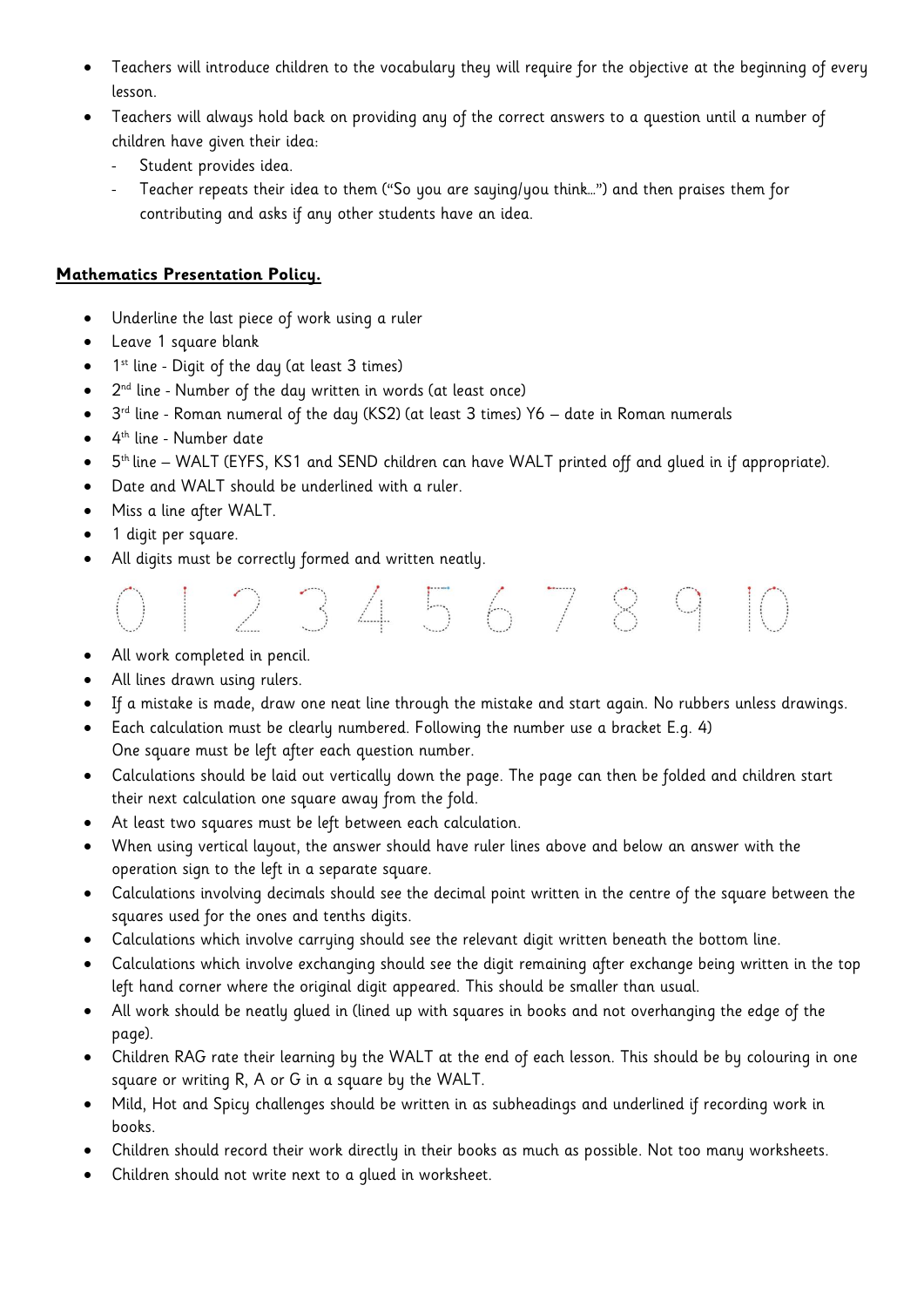- Teachers will introduce children to the vocabulary they will require for the objective at the beginning of every lesson.
- Teachers will always hold back on providing any of the correct answers to a question until a number of children have given their idea:
  - Student provides idea.
  - Teacher repeats their idea to them ("So you are saying/you think…") and then praises them for contributing and asks if any other students have an idea.

**Mathematics Presentation Policy.**

- Underline the last piece of work using a ruler
- Leave 1 square blank
- 1st line - Digit of the day (at least 3 times)
- 2nd line - Number of the day written in words (at least once)
- 3rd line - Roman numeral of the day (KS2) (at least 3 times) Y6 – date in Roman numerals
- 4th line - Number date
- 5th line – WALT (EYFS, KS1 and SEND children can have WALT printed off and glued in if appropriate).
- Date and WALT should be underlined with a ruler.
- Miss a line after WALT.
- 1 digit per square.
- All digits must be correctly formed and written neatly.

0 1 2 3 4 5 6 7 8 9 10

- All work completed in pencil.
- All lines drawn using rulers.
- If a mistake is made, draw one neat line through the mistake and start again. No rubbers unless drawings.
- Each calculation must be clearly numbered. Following the number use a bracket E.g. 4)
  One square must be left after each question number.
- Calculations should be laid out vertically down the page. The page can then be folded and children start their next calculation one square away from the fold.
- At least two squares must be left between each calculation.
- When using vertical layout, the answer should have ruler lines above and below an answer with the operation sign to the left in a separate square.
- Calculations involving decimals should see the decimal point written in the centre of the square between the squares used for the ones and tenths digits.
- Calculations which involve carrying should see the relevant digit written beneath the bottom line.
- Calculations which involve exchanging should see the digit remaining after exchange being written in the top left hand corner where the original digit appeared. This should be smaller than usual.
- All work should be neatly glued in (lined up with squares in books and not overhanging the edge of the page).
- Children RAG rate their learning by the WALT at the end of each lesson. This should be by colouring in one square or writing R, A or G in a square by the WALT.
- Mild, Hot and Spicy challenges should be written in as subheadings and underlined if recording work in books.
- Children should record their work directly in their books as much as possible. Not too many worksheets.
- Children should not write next to a glued in worksheet.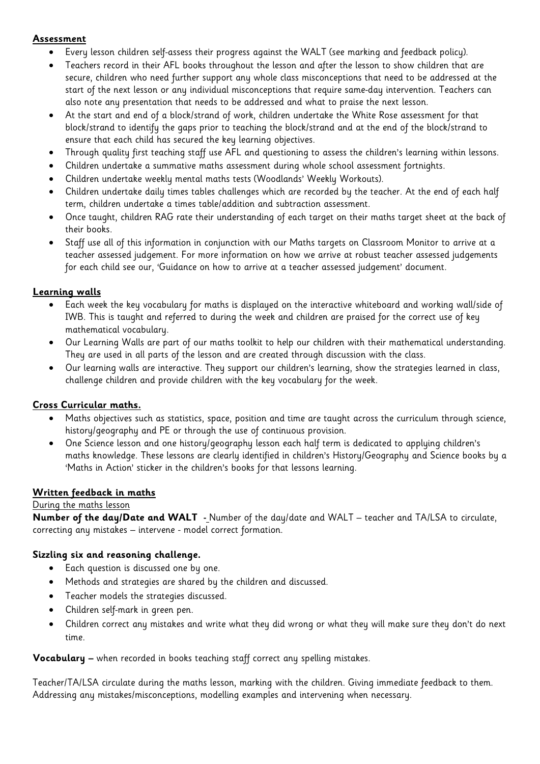**Assessment**

- Every lesson children self-assess their progress against the WALT (see marking and feedback policy).
- Teachers record in their AFL books throughout the lesson and after the lesson to show children that are secure, children who need further support any whole class misconceptions that need to be addressed at the start of the next lesson or any individual misconceptions that require same-day intervention. Teachers can also note any presentation that needs to be addressed and what to praise the next lesson.
- At the start and end of a block/strand of work, children undertake the White Rose assessment for that block/strand to identify the gaps prior to teaching the block/strand and at the end of the block/strand to ensure that each child has secured the key learning objectives.
- Through quality first teaching staff use AFL and questioning to assess the children's learning within lessons.
- Children undertake a summative maths assessment during whole school assessment fortnights.
- Children undertake weekly mental maths tests (Woodlands' Weekly Workouts).
- Children undertake daily times tables challenges which are recorded by the teacher. At the end of each half term, children undertake a times table/addition and subtraction assessment.
- Once taught, children RAG rate their understanding of each target on their maths target sheet at the back of their books.
- Staff use all of this information in conjunction with our Maths targets on Classroom Monitor to arrive at a teacher assessed judgement. For more information on how we arrive at robust teacher assessed judgements for each child see our, 'Guidance on how to arrive at a teacher assessed judgement' document.

**Learning walls**

- Each week the key vocabulary for maths is displayed on the interactive whiteboard and working wall/side of IWB. This is taught and referred to during the week and children are praised for the correct use of key mathematical vocabulary.
- Our Learning Walls are part of our maths toolkit to help our children with their mathematical understanding. They are used in all parts of the lesson and are created through discussion with the class.
- Our learning walls are interactive. They support our children's learning, show the strategies learned in class, challenge children and provide children with the key vocabulary for the week.

**Cross Curricular maths.**

- Maths objectives such as statistics, space, position and time are taught across the curriculum through science, history/geography and PE or through the use of continuous provision.
- One Science lesson and one history/geography lesson each half term is dedicated to applying children's maths knowledge. These lessons are clearly identified in children's History/Geography and Science books by a 'Maths in Action' sticker in the children's books for that lessons learning.

**Written feedback in maths**

During the maths lesson

**Number of the day/Date and WALT** - Number of the day/date and WALT – teacher and TA/LSA to circulate, correcting any mistakes – intervene - model correct formation.

**Sizzling six and reasoning challenge.**

- Each question is discussed one by one.
- Methods and strategies are shared by the children and discussed.
- Teacher models the strategies discussed.
- Children self-mark in green pen.
- Children correct any mistakes and write what they did wrong or what they will make sure they don't do next time.

**Vocabulary –** when recorded in books teaching staff correct any spelling mistakes.

Teacher/TA/LSA circulate during the maths lesson, marking with the children. Giving immediate feedback to them. Addressing any mistakes/misconceptions, modelling examples and intervening when necessary.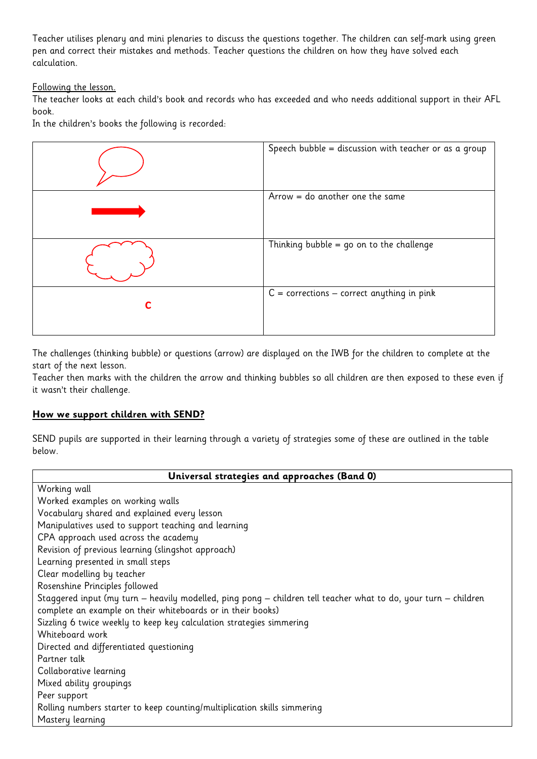Teacher utilises plenary and mini plenaries to discuss the questions together. The children can self-mark using green pen and correct their mistakes and methods. Teacher questions the children on how they have solved each calculation.

Following the lesson.

The teacher looks at each child's book and records who has exceeded and who needs additional support in their AFL book.

In the children's books the following is recorded:

| | |
|---|---|
| (speech bubble) | Speech bubble = discussion with teacher or as a group |
| (arrow) | Arrow = do another one the same |
| (thinking bubble) | Thinking bubble = go on to the challenge |
| C | C = corrections – correct anything in pink |

The challenges (thinking bubble) or questions (arrow) are displayed on the IWB for the children to complete at the start of the next lesson.

Teacher then marks with the children the arrow and thinking bubbles so all children are then exposed to these even if it wasn't their challenge.

**How we support children with SEND?**

SEND pupils are supported in their learning through a variety of strategies some of these are outlined in the table below.

| Universal strategies and approaches (Band 0) |
|---|
| Working wall |
| Worked examples on working walls |
| Vocabulary shared and explained every lesson |
| Manipulatives used to support teaching and learning |
| CPA approach used across the academy |
| Revision of previous learning (slingshot approach) |
| Learning presented in small steps |
| Clear modelling by teacher |
| Rosenshine Principles followed |
| Staggered input (my turn – heavily modelled, ping pong – children tell teacher what to do, your turn – children complete an example on their whiteboards or in their books) |
| Sizzling 6 twice weekly to keep key calculation strategies simmering |
| Whiteboard work |
| Directed and differentiated questioning |
| Partner talk |
| Collaborative learning |
| Mixed ability groupings |
| Peer support |
| Rolling numbers starter to keep counting/multiplication skills simmering |
| Mastery learning |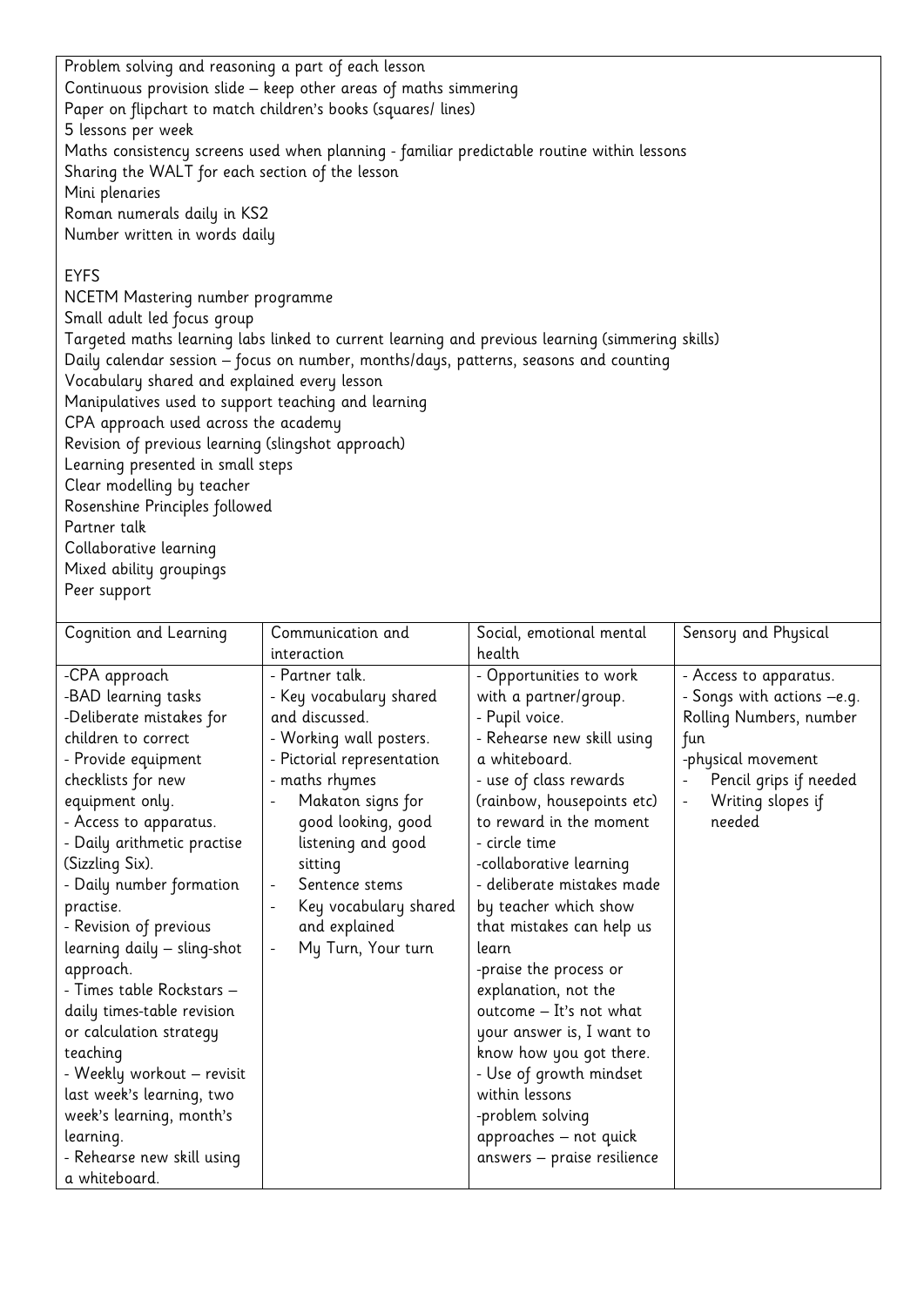Problem solving and reasoning a part of each lesson
Continuous provision slide – keep other areas of maths simmering
Paper on flipchart to match children's books (squares/ lines)
5 lessons per week
Maths consistency screens used when planning - familiar predictable routine within lessons
Sharing the WALT for each section of the lesson
Mini plenaries
Roman numerals daily in KS2
Number written in words daily

EYFS
NCETM Mastering number programme
Small adult led focus group
Targeted maths learning labs linked to current learning and previous learning (simmering skills)
Daily calendar session – focus on number, months/days, patterns, seasons and counting
Vocabulary shared and explained every lesson
Manipulatives used to support teaching and learning
CPA approach used across the academy
Revision of previous learning (slingshot approach)
Learning presented in small steps
Clear modelling by teacher
Rosenshine Principles followed
Partner talk
Collaborative learning
Mixed ability groupings
Peer support

| Cognition and Learning | Communication and interaction | Social, emotional mental health | Sensory and Physical |
|---|---|---|---|
| -CPA approach<br>-BAD learning tasks<br>-Deliberate mistakes for children to correct<br>- Provide equipment checklists for new equipment only.<br>- Access to apparatus.<br>- Daily arithmetic practise (Sizzling Six).<br>- Daily number formation practise.<br>- Revision of previous learning daily – sling-shot approach.<br>- Times table Rockstars – daily times-table revision or calculation strategy teaching<br>- Weekly workout – revisit last week's learning, two week's learning, month's learning.<br>- Rehearse new skill using a whiteboard. | - Partner talk.<br>- Key vocabulary shared and discussed.<br>- Working wall posters.<br>- Pictorial representation<br>- maths rhymes<br>- Makaton signs for good looking, good listening and good sitting<br>- Sentence stems<br>- Key vocabulary shared and explained<br>- My Turn, Your turn | - Opportunities to work with a partner/group.<br>- Pupil voice.<br>- Rehearse new skill using a whiteboard.<br>- use of class rewards (rainbow, housepoints etc) to reward in the moment<br>- circle time<br>-collaborative learning<br>- deliberate mistakes made by teacher which show that mistakes can help us learn<br>-praise the process or explanation, not the outcome – It's not what your answer is, I want to know how you got there.<br>- Use of growth mindset within lessons<br>-problem solving approaches – not quick answers – praise resilience | - Access to apparatus.<br>- Songs with actions –e.g. Rolling Numbers, number fun<br>-physical movement<br>- Pencil grips if needed<br>- Writing slopes if needed |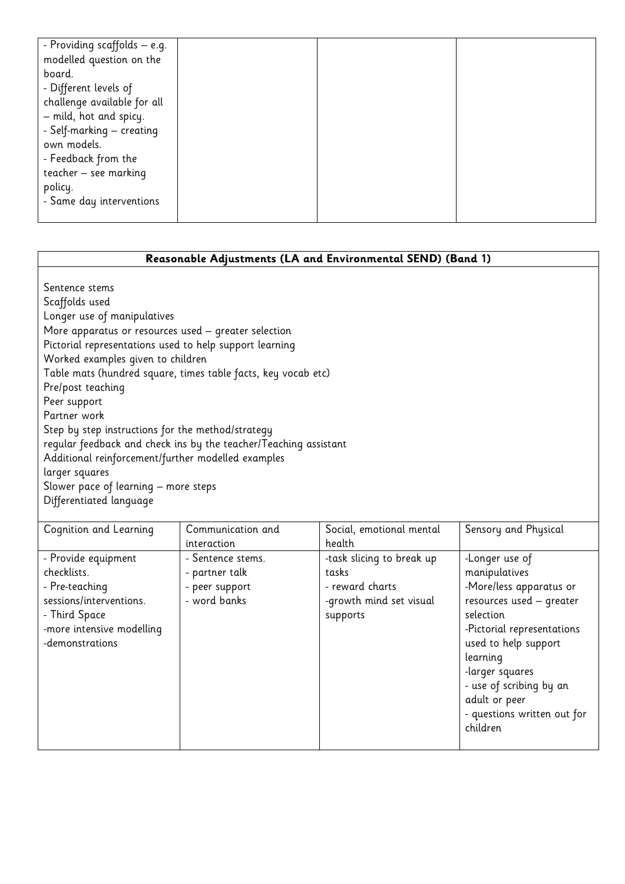| | | | |
|---|---|---|---|
| - Providing scaffolds – e.g. modelled question on the board.<br>- Different levels of challenge available for all – mild, hot and spicy.<br>- Self-marking – creating own models.<br>- Feedback from the teacher – see marking policy.<br>- Same day interventions | | | |

| **Reasonable Adjustments (LA and Environmental SEND) (Band 1)** | | | |
|---|---|---|---|
| Sentence stems<br>Scaffolds used<br>Longer use of manipulatives<br>More apparatus or resources used – greater selection<br>Pictorial representations used to help support learning<br>Worked examples given to children<br>Table mats (hundred square, times table facts, key vocab etc)<br>Pre/post teaching<br>Peer support<br>Partner work<br>Step by step instructions for the method/strategy<br>regular feedback and check ins by the teacher/Teaching assistant<br>Additional reinforcement/further modelled examples<br>larger squares<br>Slower pace of learning – more steps<br>Differentiated language | | | |
| Cognition and Learning | Communication and interaction | Social, emotional mental health | Sensory and Physical |
| - Provide equipment checklists.<br>- Pre-teaching sessions/interventions.<br>- Third Space<br>-more intensive modelling<br>-demonstrations | - Sentence stems.<br>- partner talk<br>- peer support<br>- word banks | -task slicing to break up tasks<br>- reward charts<br>-growth mind set visual supports | -Longer use of manipulatives<br>-More/less apparatus or resources used – greater selection<br>-Pictorial representations used to help support learning<br>-larger squares<br>- use of scribing by an adult or peer<br>- questions written out for children |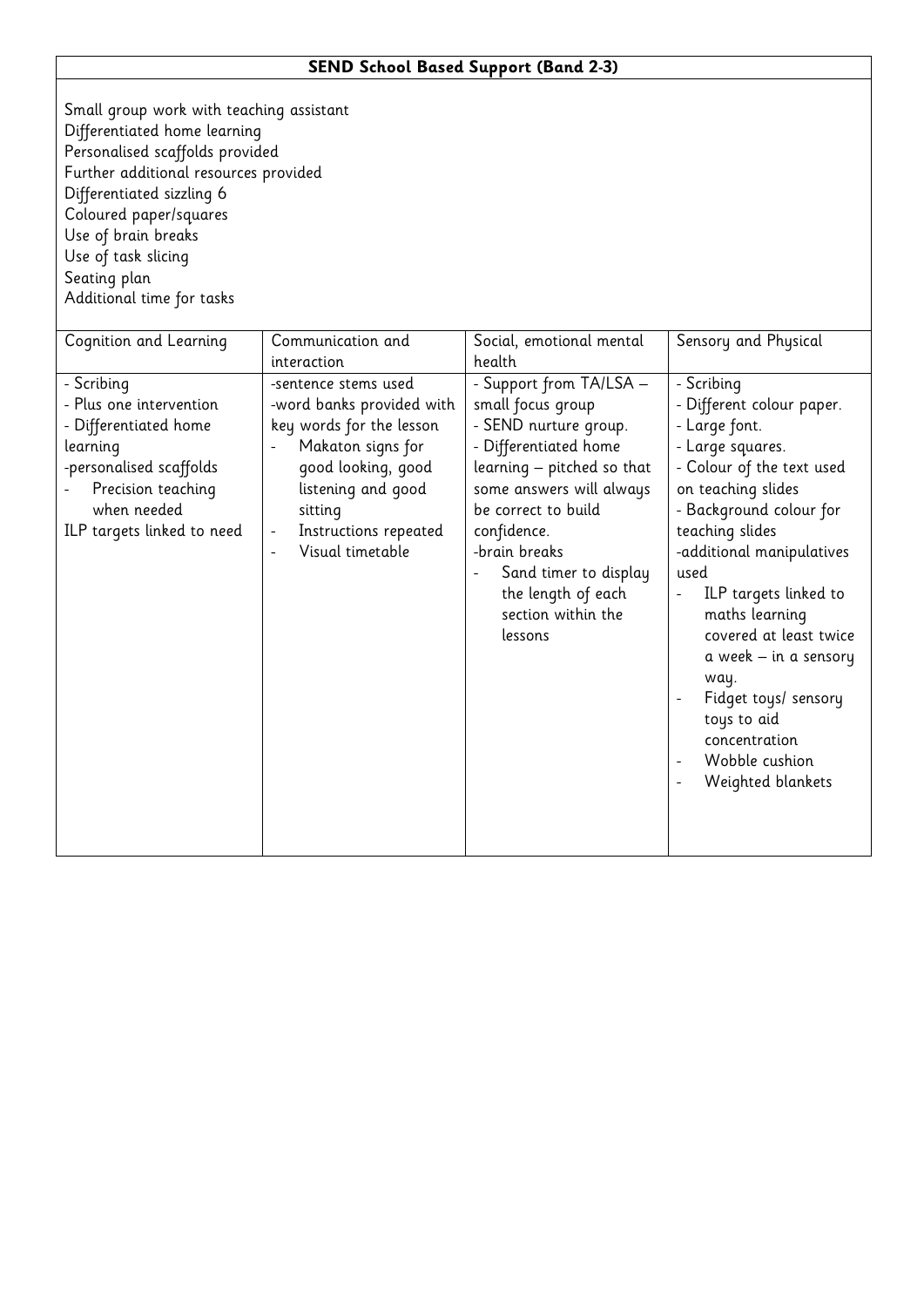| SEND School Based Support (Band 2-3) | | | |
|---|---|---|---|
| Small group work with teaching assistant<br>Differentiated home learning<br>Personalised scaffolds provided<br>Further additional resources provided<br>Differentiated sizzling 6<br>Coloured paper/squares<br>Use of brain breaks<br>Use of task slicing<br>Seating plan<br>Additional time for tasks | | | |
| Cognition and Learning | Communication and interaction | Social, emotional mental health | Sensory and Physical |
| - Scribing<br>- Plus one intervention<br>- Differentiated home learning<br>-personalised scaffolds<br>- Precision teaching when needed<br>ILP targets linked to need | -sentence stems used<br>-word banks provided with key words for the lesson<br>- Makaton signs for good looking, good listening and good sitting<br>- Instructions repeated<br>- Visual timetable | - Support from TA/LSA – small focus group<br>- SEND nurture group.<br>- Differentiated home learning – pitched so that some answers will always be correct to build confidence.<br>-brain breaks<br>- Sand timer to display the length of each section within the lessons | - Scribing<br>- Different colour paper.<br>- Large font.<br>- Large squares.<br>- Colour of the text used on teaching slides<br>- Background colour for teaching slides<br>-additional manipulatives used<br>- ILP targets linked to maths learning covered at least twice a week – in a sensory way.<br>- Fidget toys/ sensory toys to aid concentration<br>- Wobble cushion<br>- Weighted blankets |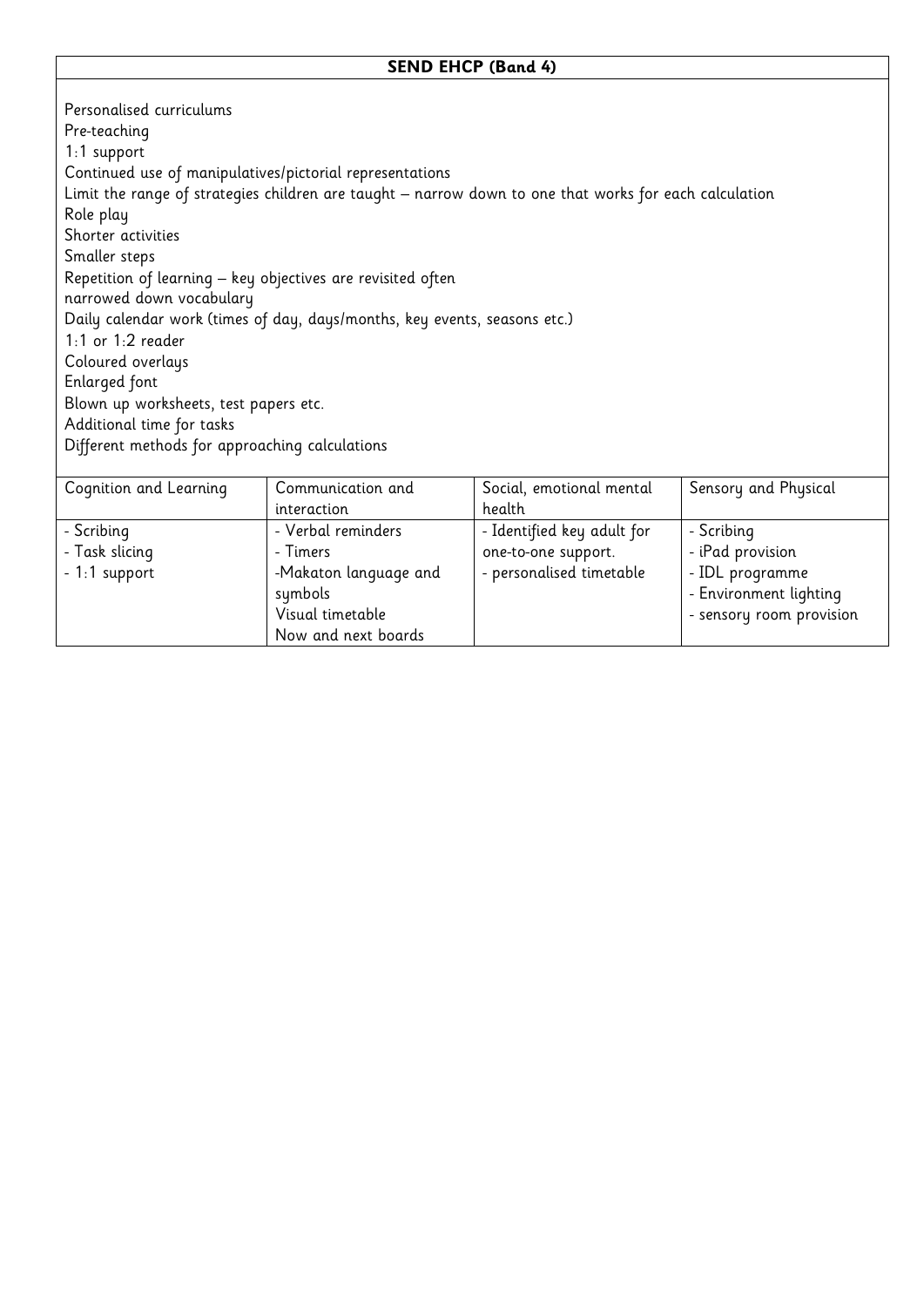**SEND EHCP (Band 4)**

Personalised curriculums
Pre-teaching
1:1 support
Continued use of manipulatives/pictorial representations
Limit the range of strategies children are taught – narrow down to one that works for each calculation
Role play
Shorter activities
Smaller steps
Repetition of learning – key objectives are revisited often
narrowed down vocabulary
Daily calendar work (times of day, days/months, key events, seasons etc.)
1:1 or 1:2 reader
Coloured overlays
Enlarged font
Blown up worksheets, test papers etc.
Additional time for tasks
Different methods for approaching calculations

| Cognition and Learning | Communication and interaction | Social, emotional mental health | Sensory and Physical |
|---|---|---|---|
| - Scribing<br>- Task slicing<br>- 1:1 support | - Verbal reminders<br>- Timers<br>-Makaton language and symbols<br>Visual timetable<br>Now and next boards | - Identified key adult for one-to-one support.<br>- personalised timetable | - Scribing<br>- iPad provision<br>- IDL programme<br>- Environment lighting<br>- sensory room provision |